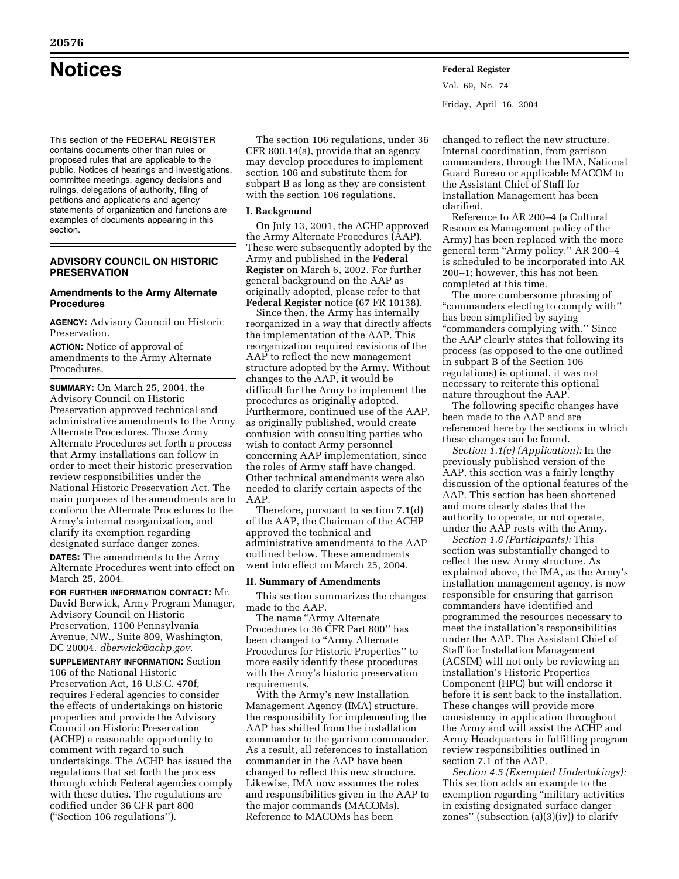# Notices

This section of the FEDERAL REGISTER contains documents other than rules or proposed rules that are applicable to the public. Notices of hearings and investigations, committee meetings, agency decisions and rulings, delegations of authority, filing of petitions and applications and agency statements of organization and functions are examples of documents appearing in this section.

## ADVISORY COUNCIL ON HISTORIC PRESERVATION

### Amendments to the Army Alternate Procedures

**AGENCY:** Advisory Council on Historic Preservation.

**ACTION:** Notice of approval of amendments to the Army Alternate Procedures.

**SUMMARY:** On March 25, 2004, the Advisory Council on Historic Preservation approved technical and administrative amendments to the Army Alternate Procedures. Those Army Alternate Procedures set forth a process that Army installations can follow in order to meet their historic preservation review responsibilities under the National Historic Preservation Act. The main purposes of the amendments are to conform the Alternate Procedures to the Army's internal reorganization, and clarify its exemption regarding designated surface danger zones.

**DATES:** The amendments to the Army Alternate Procedures went into effect on March 25, 2004.

**FOR FURTHER INFORMATION CONTACT:** Mr. David Berwick, Army Program Manager, Advisory Council on Historic Preservation, 1100 Pennsylvania Avenue, NW., Suite 809, Washington, DC 20004. *dberwick@achp.gov.*

**SUPPLEMENTARY INFORMATION:** Section 106 of the National Historic Preservation Act, 16 U.S.C. 470f, requires Federal agencies to consider the effects of undertakings on historic properties and provide the Advisory Council on Historic Preservation (ACHP) a reasonable opportunity to comment with regard to such undertakings. The ACHP has issued the regulations that set forth the process through which Federal agencies comply with these duties. The regulations are codified under 36 CFR part 800 ("Section 106 regulations").

The section 106 regulations, under 36 CFR 800.14(a), provide that an agency may develop procedures to implement section 106 and substitute them for subpart B as long as they are consistent with the section 106 regulations.

**I. Background**

On July 13, 2001, the ACHP approved the Army Alternate Procedures (AAP). These were subsequently adopted by the Army and published in the **Federal Register** on March 6, 2002. For further general background on the AAP as originally adopted, please refer to that **Federal Register** notice (67 FR 10138).

Since then, the Army has internally reorganized in a way that directly affects the implementation of the AAP. This reorganization required revisions of the AAP to reflect the new management structure adopted by the Army. Without changes to the AAP, it would be difficult for the Army to implement the procedures as originally adopted. Furthermore, continued use of the AAP, as originally published, would create confusion with consulting parties who wish to contact Army personnel concerning AAP implementation, since the roles of Army staff have changed. Other technical amendments were also needed to clarify certain aspects of the AAP.

Therefore, pursuant to section 7.1(d) of the AAP, the Chairman of the ACHP approved the technical and administrative amendments to the AAP outlined below. These amendments went into effect on March 25, 2004.

**II. Summary of Amendments**

This section summarizes the changes made to the AAP.

The name "Army Alternate Procedures to 36 CFR Part 800" has been changed to "Army Alternate Procedures for Historic Properties" to more easily identify these procedures with the Army's historic preservation requirements.

With the Army's new Installation Management Agency (IMA) structure, the responsibility for implementing the AAP has shifted from the installation commander to the garrison commander. As a result, all references to installation commander in the AAP have been changed to reflect this new structure. Likewise, IMA now assumes the roles and responsibilities given in the AAP to the major commands (MACOMs). Reference to MACOMs has been changed to reflect the new structure. Internal coordination, from garrison commanders, through the IMA, National Guard Bureau or applicable MACOM to the Assistant Chief of Staff for Installation Management has been clarified.

Reference to AR 200–4 (a Cultural Resources Management policy of the Army) has been replaced with the more general term "Army policy." AR 200–4 is scheduled to be incorporated into AR 200–1; however, this has not been completed at this time.

The more cumbersome phrasing of "commanders electing to comply with" has been simplified by saying "commanders complying with." Since the AAP clearly states that following its process (as opposed to the one outlined in subpart B of the Section 106 regulations) is optional, it was not necessary to reiterate this optional nature throughout the AAP.

The following specific changes have been made to the AAP and are referenced here by the sections in which these changes can be found.

*Section 1.1(e) (Application):* In the previously published version of the AAP, this section was a fairly lengthy discussion of the optional features of the AAP. This section has been shortened and more clearly states that the authority to operate, or not operate, under the AAP rests with the Army.

*Section 1.6 (Participants):* This section was substantially changed to reflect the new Army structure. As explained above, the IMA, as the Army's installation management agency, is now responsible for ensuring that garrison commanders have identified and programmed the resources necessary to meet the installation's responsibilities under the AAP. The Assistant Chief of Staff for Installation Management (ACSIM) will not only be reviewing an installation's Historic Properties Component (HPC) but will endorse it before it is sent back to the installation. These changes will provide more consistency in application throughout the Army and will assist the ACHP and Army Headquarters in fulfilling program review responsibilities outlined in section 7.1 of the AAP.

*Section 4.5 (Exempted Undertakings):* This section adds an example to the exemption regarding "military activities in existing designated surface danger zones" (subsection (a)(3)(iv)) to clarify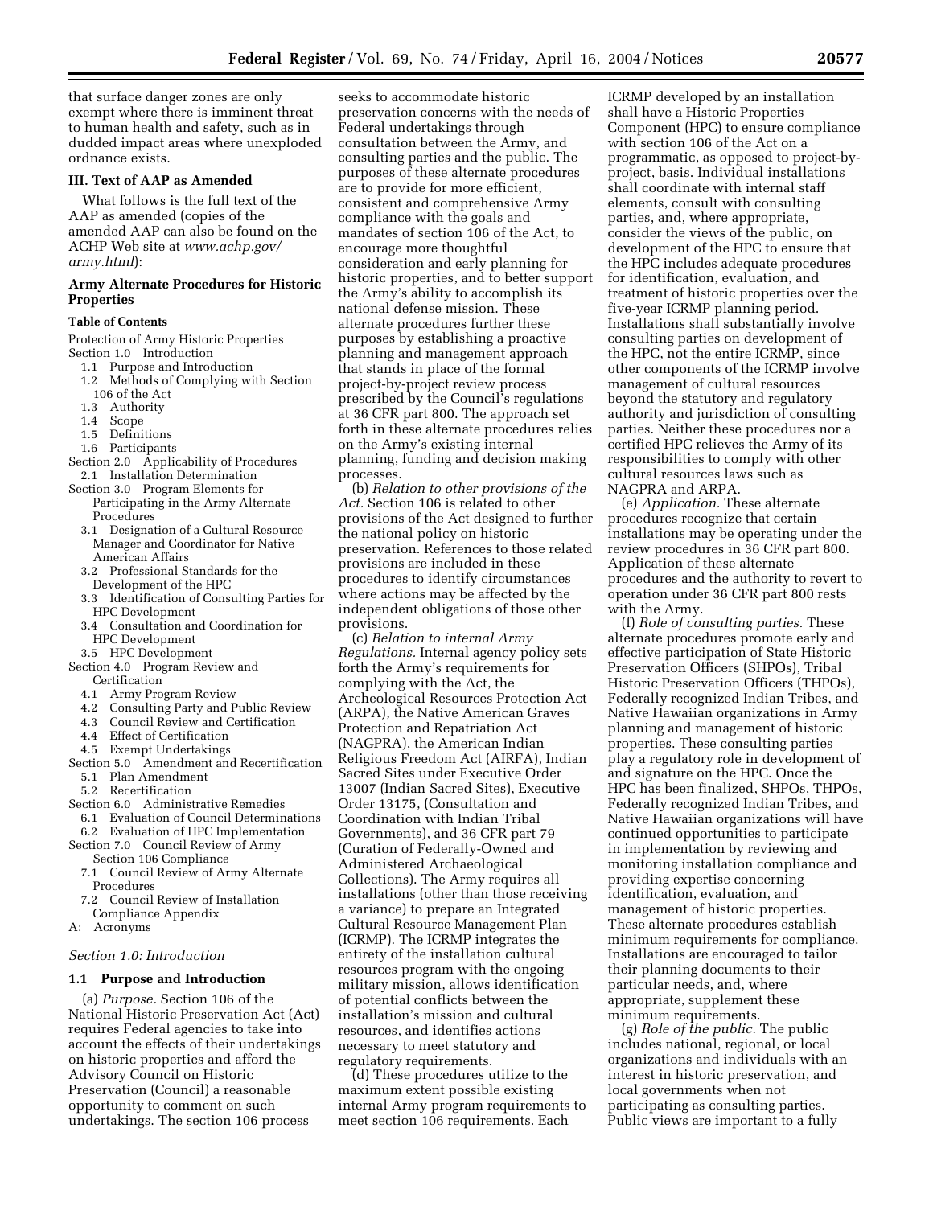that surface danger zones are only exempt where there is imminent threat to human health and safety, such as in dudded impact areas where unexploded ordnance exists.

### III. Text of AAP as Amended

What follows is the full text of the AAP as amended (copies of the amended AAP can also be found on the ACHP Web site at *www.achp.gov/army.html*):

## Army Alternate Procedures for Historic Properties

#### Table of Contents

Protection of Army Historic Properties
Section 1.0 Introduction
- 1.1 Purpose and Introduction
- 1.2 Methods of Complying with Section 106 of the Act
- 1.3 Authority
- 1.4 Scope
- 1.5 Definitions
- 1.6 Participants

Section 2.0 Applicability of Procedures
- 2.1 Installation Determination

Section 3.0 Program Elements for Participating in the Army Alternate Procedures
- 3.1 Designation of a Cultural Resource Manager and Coordinator for Native American Affairs
- 3.2 Professional Standards for the Development of the HPC
- 3.3 Identification of Consulting Parties for HPC Development
- 3.4 Consultation and Coordination for HPC Development
- 3.5 HPC Development

Section 4.0 Program Review and Certification
- 4.1 Army Program Review
- 4.2 Consulting Party and Public Review
- 4.3 Council Review and Certification
- 4.4 Effect of Certification
- 4.5 Exempt Undertakings

Section 5.0 Amendment and Recertification
- 5.1 Plan Amendment
- 5.2 Recertification

Section 6.0 Administrative Remedies
- 6.1 Evaluation of Council Determinations
- 6.2 Evaluation of HPC Implementation

Section 7.0 Council Review of Army Section 106 Compliance
- 7.1 Council Review of Army Alternate Procedures
- 7.2 Council Review of Installation Compliance Appendix

A: Acronyms

*Section 1.0: Introduction*

### 1.1 Purpose and Introduction

(a) *Purpose.* Section 106 of the National Historic Preservation Act (Act) requires Federal agencies to take into account the effects of their undertakings on historic properties and afford the Advisory Council on Historic Preservation (Council) a reasonable opportunity to comment on such undertakings. The section 106 process seeks to accommodate historic preservation concerns with the needs of Federal undertakings through consultation between the Army, and consulting parties and the public. The purposes of these alternate procedures are to provide for more efficient, consistent and comprehensive Army compliance with the goals and mandates of section 106 of the Act, to encourage more thoughtful consideration and early planning for historic properties, and to better support the Army's ability to accomplish its national defense mission. These alternate procedures further these purposes by establishing a proactive planning and management approach that stands in place of the formal project-by-project review process prescribed by the Council's regulations at 36 CFR part 800. The approach set forth in these alternate procedures relies on the Army's existing internal planning, funding and decision making processes.

(b) *Relation to other provisions of the Act.* Section 106 is related to other provisions of the Act designed to further the national policy on historic preservation. References to those related provisions are included in these procedures to identify circumstances where actions may be affected by the independent obligations of those other provisions.

(c) *Relation to internal Army Regulations.* Internal agency policy sets forth the Army's requirements for complying with the Act, the Archeological Resources Protection Act (ARPA), the Native American Graves Protection and Repatriation Act (NAGPRA), the American Indian Religious Freedom Act (AIRFA), Indian Sacred Sites under Executive Order 13007 (Indian Sacred Sites), Executive Order 13175, (Consultation and Coordination with Indian Tribal Governments), and 36 CFR part 79 (Curation of Federally-Owned and Administered Archaeological Collections). The Army requires all installations (other than those receiving a variance) to prepare an Integrated Cultural Resource Management Plan (ICRMP). The ICRMP integrates the entirety of the installation cultural resources program with the ongoing military mission, allows identification of potential conflicts between the installation's mission and cultural resources, and identifies actions necessary to meet statutory and regulatory requirements.

(d) These procedures utilize to the maximum extent possible existing internal Army program requirements to meet section 106 requirements. Each ICRMP developed by an installation shall have a Historic Properties Component (HPC) to ensure compliance with section 106 of the Act on a programmatic, as opposed to project-by-project, basis. Individual installations shall coordinate with internal staff elements, consult with consulting parties, and, where appropriate, consider the views of the public, on development of the HPC to ensure that the HPC includes adequate procedures for identification, evaluation, and treatment of historic properties over the five-year ICRMP planning period. Installations shall substantially involve consulting parties on development of the HPC, not the entire ICRMP, since other components of the ICRMP involve management of cultural resources beyond the statutory and regulatory authority and jurisdiction of consulting parties. Neither these procedures nor a certified HPC relieves the Army of its responsibilities to comply with other cultural resources laws such as NAGPRA and ARPA.

(e) *Application.* These alternate procedures recognize that certain installations may be operating under the review procedures in 36 CFR part 800. Application of these alternate procedures and the authority to revert to operation under 36 CFR part 800 rests with the Army.

(f) *Role of consulting parties.* These alternate procedures promote early and effective participation of State Historic Preservation Officers (SHPOs), Tribal Historic Preservation Officers (THPOs), Federally recognized Indian Tribes, and Native Hawaiian organizations in Army planning and management of historic properties. These consulting parties play a regulatory role in development of and signature on the HPC. Once the HPC has been finalized, SHPOs, THPOs, Federally recognized Indian Tribes, and Native Hawaiian organizations will have continued opportunities to participate in implementation by reviewing and monitoring installation compliance and providing expertise concerning identification, evaluation, and management of historic properties. These alternate procedures establish minimum requirements for compliance. Installations are encouraged to tailor their planning documents to their particular needs, and, where appropriate, supplement these minimum requirements.

(g) *Role of the public.* The public includes national, regional, or local organizations and individuals with an interest in historic preservation, and local governments when not participating as consulting parties. Public views are important to a fully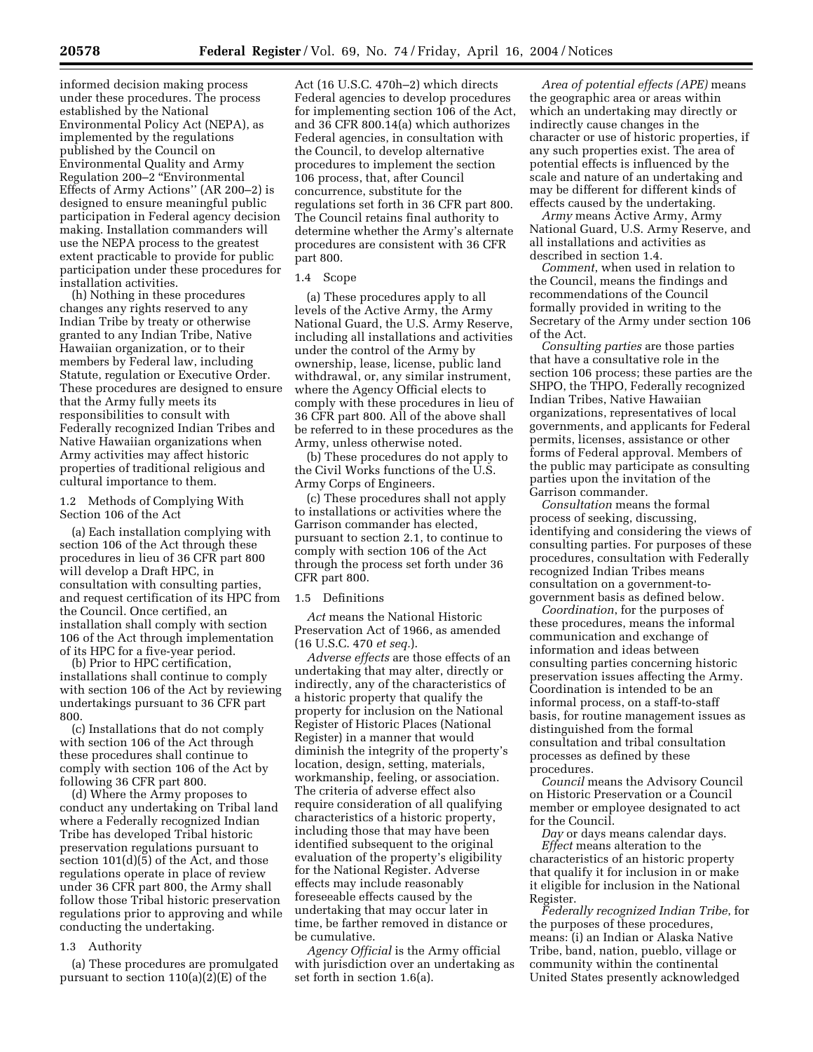informed decision making process under these procedures. The process established by the National Environmental Policy Act (NEPA), as implemented by the regulations published by the Council on Environmental Quality and Army Regulation 200–2 "Environmental Effects of Army Actions'' (AR 200–2) is designed to ensure meaningful public participation in Federal agency decision making. Installation commanders will use the NEPA process to the greatest extent practicable to provide for public participation under these procedures for installation activities.

(h) Nothing in these procedures changes any rights reserved to any Indian Tribe by treaty or otherwise granted to any Indian Tribe, Native Hawaiian organization, or to their members by Federal law, including Statute, regulation or Executive Order. These procedures are designed to ensure that the Army fully meets its responsibilities to consult with Federally recognized Indian Tribes and Native Hawaiian organizations when Army activities may affect historic properties of traditional religious and cultural importance to them.

1.2 Methods of Complying With Section 106 of the Act

(a) Each installation complying with section 106 of the Act through these procedures in lieu of 36 CFR part 800 will develop a Draft HPC, in consultation with consulting parties, and request certification of its HPC from the Council. Once certified, an installation shall comply with section 106 of the Act through implementation of its HPC for a five-year period.

(b) Prior to HPC certification, installations shall continue to comply with section 106 of the Act by reviewing undertakings pursuant to 36 CFR part 800.

(c) Installations that do not comply with section 106 of the Act through these procedures shall continue to comply with section 106 of the Act by following 36 CFR part 800.

(d) Where the Army proposes to conduct any undertaking on Tribal land where a Federally recognized Indian Tribe has developed Tribal historic preservation regulations pursuant to section 101(d)(5) of the Act, and those regulations operate in place of review under 36 CFR part 800, the Army shall follow those Tribal historic preservation regulations prior to approving and while conducting the undertaking.

1.3 Authority

(a) These procedures are promulgated pursuant to section 110(a)(2)(E) of the Act (16 U.S.C. 470h–2) which directs Federal agencies to develop procedures for implementing section 106 of the Act, and 36 CFR 800.14(a) which authorizes Federal agencies, in consultation with the Council, to develop alternative procedures to implement the section 106 process, that, after Council concurrence, substitute for the regulations set forth in 36 CFR part 800. The Council retains final authority to determine whether the Army's alternate procedures are consistent with 36 CFR part 800.

1.4 Scope

(a) These procedures apply to all levels of the Active Army, the Army National Guard, the U.S. Army Reserve, including all installations and activities under the control of the Army by ownership, lease, license, public land withdrawal, or, any similar instrument, where the Agency Official elects to comply with these procedures in lieu of 36 CFR part 800. All of the above shall be referred to in these procedures as the Army, unless otherwise noted.

(b) These procedures do not apply to the Civil Works functions of the U.S. Army Corps of Engineers.

(c) These procedures shall not apply to installations or activities where the Garrison commander has elected, pursuant to section 2.1, to continue to comply with section 106 of the Act through the process set forth under 36 CFR part 800.

1.5 Definitions

*Act* means the National Historic Preservation Act of 1966, as amended (16 U.S.C. 470 *et seq.*).

*Adverse effects* are those effects of an undertaking that may alter, directly or indirectly, any of the characteristics of a historic property that qualify the property for inclusion on the National Register of Historic Places (National Register) in a manner that would diminish the integrity of the property's location, design, setting, materials, workmanship, feeling, or association. The criteria of adverse effect also require consideration of all qualifying characteristics of a historic property, including those that may have been identified subsequent to the original evaluation of the property's eligibility for the National Register. Adverse effects may include reasonably foreseeable effects caused by the undertaking that may occur later in time, be farther removed in distance or be cumulative.

*Agency Official* is the Army official with jurisdiction over an undertaking as set forth in section 1.6(a).

*Area of potential effects (APE)* means the geographic area or areas within which an undertaking may directly or indirectly cause changes in the character or use of historic properties, if any such properties exist. The area of potential effects is influenced by the scale and nature of an undertaking and may be different for different kinds of effects caused by the undertaking.

*Army* means Active Army, Army National Guard, U.S. Army Reserve, and all installations and activities as described in section 1.4.

*Comment*, when used in relation to the Council, means the findings and recommendations of the Council formally provided in writing to the Secretary of the Army under section 106 of the Act.

*Consulting parties* are those parties that have a consultative role in the section 106 process; these parties are the SHPO, the THPO, Federally recognized Indian Tribes, Native Hawaiian organizations, representatives of local governments, and applicants for Federal permits, licenses, assistance or other forms of Federal approval. Members of the public may participate as consulting parties upon the invitation of the Garrison commander.

*Consultation* means the formal process of seeking, discussing, identifying and considering the views of consulting parties. For purposes of these procedures, consultation with Federally recognized Indian Tribes means consultation on a government-to-government basis as defined below.

*Coordination*, for the purposes of these procedures, means the informal communication and exchange of information and ideas between consulting parties concerning historic preservation issues affecting the Army. Coordination is intended to be an informal process, on a staff-to-staff basis, for routine management issues as distinguished from the formal consultation and tribal consultation processes as defined by these procedures.

*Council* means the Advisory Council on Historic Preservation or a Council member or employee designated to act for the Council.

*Day* or days means calendar days.

*Effect* means alteration to the characteristics of an historic property that qualify it for inclusion in or make it eligible for inclusion in the National Register.

*Federally recognized Indian Tribe*, for the purposes of these procedures, means: (i) an Indian or Alaska Native Tribe, band, nation, pueblo, village or community within the continental United States presently acknowledged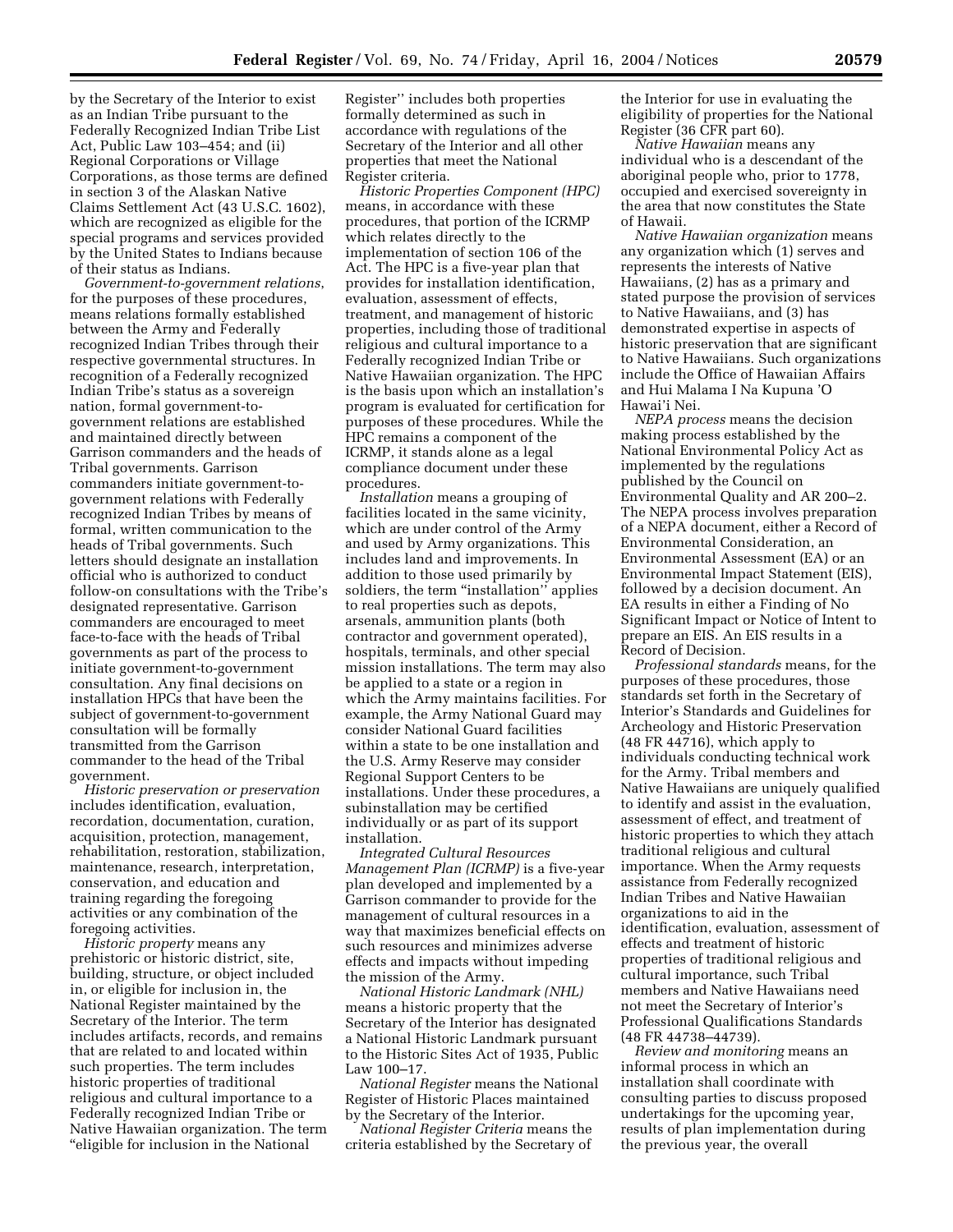by the Secretary of the Interior to exist as an Indian Tribe pursuant to the Federally Recognized Indian Tribe List Act, Public Law 103–454; and (ii) Regional Corporations or Village Corporations, as those terms are defined in section 3 of the Alaskan Native Claims Settlement Act (43 U.S.C. 1602), which are recognized as eligible for the special programs and services provided by the United States to Indians because of their status as Indians.

*Government-to-government relations*, for the purposes of these procedures, means relations formally established between the Army and Federally recognized Indian Tribes through their respective governmental structures. In recognition of a Federally recognized Indian Tribe's status as a sovereign nation, formal government-to-government relations are established and maintained directly between Garrison commanders and the heads of Tribal governments. Garrison commanders initiate government-to-government relations with Federally recognized Indian Tribes by means of formal, written communication to the heads of Tribal governments. Such letters should designate an installation official who is authorized to conduct follow-on consultations with the Tribe's designated representative. Garrison commanders are encouraged to meet face-to-face with the heads of Tribal governments as part of the process to initiate government-to-government consultation. Any final decisions on installation HPCs that have been the subject of government-to-government consultation will be formally transmitted from the Garrison commander to the head of the Tribal government.

*Historic preservation or preservation* includes identification, evaluation, recordation, documentation, curation, acquisition, protection, management, rehabilitation, restoration, stabilization, maintenance, research, interpretation, conservation, and education and training regarding the foregoing activities or any combination of the foregoing activities.

*Historic property* means any prehistoric or historic district, site, building, structure, or object included in, or eligible for inclusion in, the National Register maintained by the Secretary of the Interior. The term includes artifacts, records, and remains that are related to and located within such properties. The term includes historic properties of traditional religious and cultural importance to a Federally recognized Indian Tribe or Native Hawaiian organization. The term "eligible for inclusion in the National Register'' includes both properties formally determined as such in accordance with regulations of the Secretary of the Interior and all other properties that meet the National Register criteria.

*Historic Properties Component (HPC)* means, in accordance with these procedures, that portion of the ICRMP which relates directly to the implementation of section 106 of the Act. The HPC is a five-year plan that provides for installation identification, evaluation, assessment of effects, treatment, and management of historic properties, including those of traditional religious and cultural importance to a Federally recognized Indian Tribe or Native Hawaiian organization. The HPC is the basis upon which an installation's program is evaluated for certification for purposes of these procedures. While the HPC remains a component of the ICRMP, it stands alone as a legal compliance document under these procedures.

*Installation* means a grouping of facilities located in the same vicinity, which are under control of the Army and used by Army organizations. This includes land and improvements. In addition to those used primarily by soldiers, the term "installation'' applies to real properties such as depots, arsenals, ammunition plants (both contractor and government operated), hospitals, terminals, and other special mission installations. The term may also be applied to a state or a region in which the Army maintains facilities. For example, the Army National Guard may consider National Guard facilities within a state to be one installation and the U.S. Army Reserve may consider Regional Support Centers to be installations. Under these procedures, a subinstallation may be certified individually or as part of its support installation.

*Integrated Cultural Resources Management Plan (ICRMP)* is a five-year plan developed and implemented by a Garrison commander to provide for the management of cultural resources in a way that maximizes beneficial effects on such resources and minimizes adverse effects and impacts without impeding the mission of the Army.

*National Historic Landmark (NHL)* means a historic property that the Secretary of the Interior has designated a National Historic Landmark pursuant to the Historic Sites Act of 1935, Public Law 100–17.

*National Register* means the National Register of Historic Places maintained by the Secretary of the Interior.

*National Register Criteria* means the criteria established by the Secretary of the Interior for use in evaluating the eligibility of properties for the National Register (36 CFR part 60).

*Native Hawaiian* means any individual who is a descendant of the aboriginal people who, prior to 1778, occupied and exercised sovereignty in the area that now constitutes the State of Hawaii.

*Native Hawaiian organization* means any organization which (1) serves and represents the interests of Native Hawaiians, (2) has as a primary and stated purpose the provision of services to Native Hawaiians, and (3) has demonstrated expertise in aspects of historic preservation that are significant to Native Hawaiians. Such organizations include the Office of Hawaiian Affairs and Hui Malama I Na Kupuna 'O Hawai'i Nei.

*NEPA process* means the decision making process established by the National Environmental Policy Act as implemented by the regulations published by the Council on Environmental Quality and AR 200–2. The NEPA process involves preparation of a NEPA document, either a Record of Environmental Consideration, an Environmental Assessment (EA) or an Environmental Impact Statement (EIS), followed by a decision document. An EA results in either a Finding of No Significant Impact or Notice of Intent to prepare an EIS. An EIS results in a Record of Decision.

*Professional standards* means, for the purposes of these procedures, those standards set forth in the Secretary of Interior's Standards and Guidelines for Archeology and Historic Preservation (48 FR 44716), which apply to individuals conducting technical work for the Army. Tribal members and Native Hawaiians are uniquely qualified to identify and assist in the evaluation, assessment of effect, and treatment of historic properties to which they attach traditional religious and cultural importance. When the Army requests assistance from Federally recognized Indian Tribes and Native Hawaiian organizations to aid in the identification, evaluation, assessment of effects and treatment of historic properties of traditional religious and cultural importance, such Tribal members and Native Hawaiians need not meet the Secretary of Interior's Professional Qualifications Standards (48 FR 44738–44739).

*Review and monitoring* means an informal process in which an installation shall coordinate with consulting parties to discuss proposed undertakings for the upcoming year, results of plan implementation during the previous year, the overall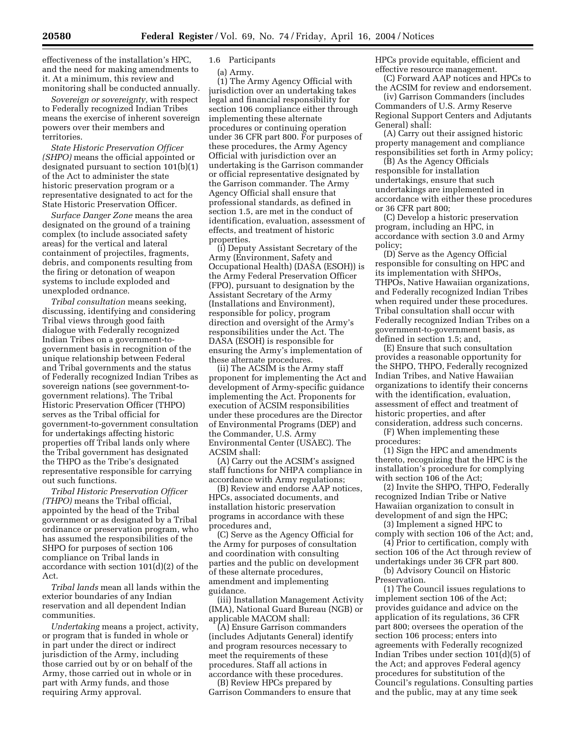effectiveness of the installation's HPC, and the need for making amendments to it. At a minimum, this review and monitoring shall be conducted annually.

*Sovereign or sovereignty,* with respect to Federally recognized Indian Tribes means the exercise of inherent sovereign powers over their members and territories.

*State Historic Preservation Officer (SHPO)* means the official appointed or designated pursuant to section 101(b)(1) of the Act to administer the state historic preservation program or a representative designated to act for the State Historic Preservation Officer.

*Surface Danger Zone* means the area designated on the ground of a training complex (to include associated safety areas) for the vertical and lateral containment of projectiles, fragments, debris, and components resulting from the firing or detonation of weapon systems to include exploded and unexploded ordnance.

*Tribal consultation* means seeking, discussing, identifying and considering Tribal views through good faith dialogue with Federally recognized Indian Tribes on a government-to-government basis in recognition of the unique relationship between Federal and Tribal governments and the status of Federally recognized Indian Tribes as sovereign nations (see government-to-government relations). The Tribal Historic Preservation Officer (THPO) serves as the Tribal official for government-to-government consultation for undertakings affecting historic properties off Tribal lands only where the Tribal government has designated the THPO as the Tribe's designated representative responsible for carrying out such functions.

*Tribal Historic Preservation Officer (THPO)* means the Tribal official, appointed by the head of the Tribal government or as designated by a Tribal ordinance or preservation program, who has assumed the responsibilities of the SHPO for purposes of section 106 compliance on Tribal lands in accordance with section 101(d)(2) of the Act.

*Tribal lands* mean all lands within the exterior boundaries of any Indian reservation and all dependent Indian communities.

*Undertaking* means a project, activity, or program that is funded in whole or in part under the direct or indirect jurisdiction of the Army, including those carried out by or on behalf of the Army, those carried out in whole or in part with Army funds, and those requiring Army approval.

1.6 Participants

(a) Army.

(1) The Army Agency Official with jurisdiction over an undertaking takes legal and financial responsibility for section 106 compliance either through implementing these alternate procedures or continuing operation under 36 CFR part 800. For purposes of these procedures, the Army Agency Official with jurisdiction over an undertaking is the Garrison commander or official representative designated by the Garrison commander. The Army Agency Official shall ensure that professional standards, as defined in section 1.5, are met in the conduct of identification, evaluation, assessment of effects, and treatment of historic properties.

(i) Deputy Assistant Secretary of the Army (Environment, Safety and Occupational Health) (DASA (ESOH)) is the Army Federal Preservation Officer (FPO), pursuant to designation by the Assistant Secretary of the Army (Installations and Environment), responsible for policy, program direction and oversight of the Army's responsibilities under the Act. The DASA (ESOH) is responsible for ensuring the Army's implementation of these alternate procedures.

(ii) The ACSIM is the Army staff proponent for implementing the Act and development of Army-specific guidance implementing the Act. Proponents for execution of ACSIM responsibilities under these procedures are the Director of Environmental Programs (DEP) and the Commander, U.S. Army Environmental Center (USAEC). The ACSIM shall:

(A) Carry out the ACSIM's assigned staff functions for NHPA compliance in accordance with Army regulations;

(B) Review and endorse AAP notices, HPCs, associated documents, and installation historic preservation programs in accordance with these procedures and,

(C) Serve as the Agency Official for the Army for purposes of consultation and coordination with consulting parties and the public on development of these alternate procedures, amendment and implementing guidance.

(iii) Installation Management Activity (IMA), National Guard Bureau (NGB) or applicable MACOM shall:

(A) Ensure Garrison commanders (includes Adjutants General) identify and program resources necessary to meet the requirements of these procedures. Staff all actions in accordance with these procedures.

(B) Review HPCs prepared by Garrison Commanders to ensure that HPCs provide equitable, efficient and effective resource management.

(C) Forward AAP notices and HPCs to the ACSIM for review and endorsement.

(iv) Garrison Commanders (includes Commanders of U.S. Army Reserve Regional Support Centers and Adjutants General) shall:

(A) Carry out their assigned historic property management and compliance responsibilities set forth in Army policy;

(B) As the Agency Officials responsible for installation undertakings, ensure that such undertakings are implemented in accordance with either these procedures or 36 CFR part 800;

(C) Develop a historic preservation program, including an HPC, in accordance with section 3.0 and Army policy;

(D) Serve as the Agency Official responsible for consulting on HPC and its implementation with SHPOs, THPOs, Native Hawaiian organizations, and Federally recognized Indian Tribes when required under these procedures. Tribal consultation shall occur with Federally recognized Indian Tribes on a government-to-government basis, as defined in section 1.5; and,

(E) Ensure that such consultation provides a reasonable opportunity for the SHPO, THPO, Federally recognized Indian Tribes, and Native Hawaiian organizations to identify their concerns with the identification, evaluation, assessment of effect and treatment of historic properties, and after consideration, address such concerns.

(F) When implementing these procedures:

(1) Sign the HPC and amendments thereto, recognizing that the HPC is the installation's procedure for complying with section 106 of the Act;

(2) Invite the SHPO, THPO, Federally recognized Indian Tribe or Native Hawaiian organization to consult in development of and sign the HPC;

(3) Implement a signed HPC to comply with section 106 of the Act; and,

(4) Prior to certification, comply with section 106 of the Act through review of undertakings under 36 CFR part 800.

(b) Advisory Council on Historic Preservation.

(1) The Council issues regulations to implement section 106 of the Act; provides guidance and advice on the application of its regulations, 36 CFR part 800; oversees the operation of the section 106 process; enters into agreements with Federally recognized Indian Tribes under section 101(d)(5) of the Act; and approves Federal agency procedures for substitution of the Council's regulations. Consulting parties and the public, may at any time seek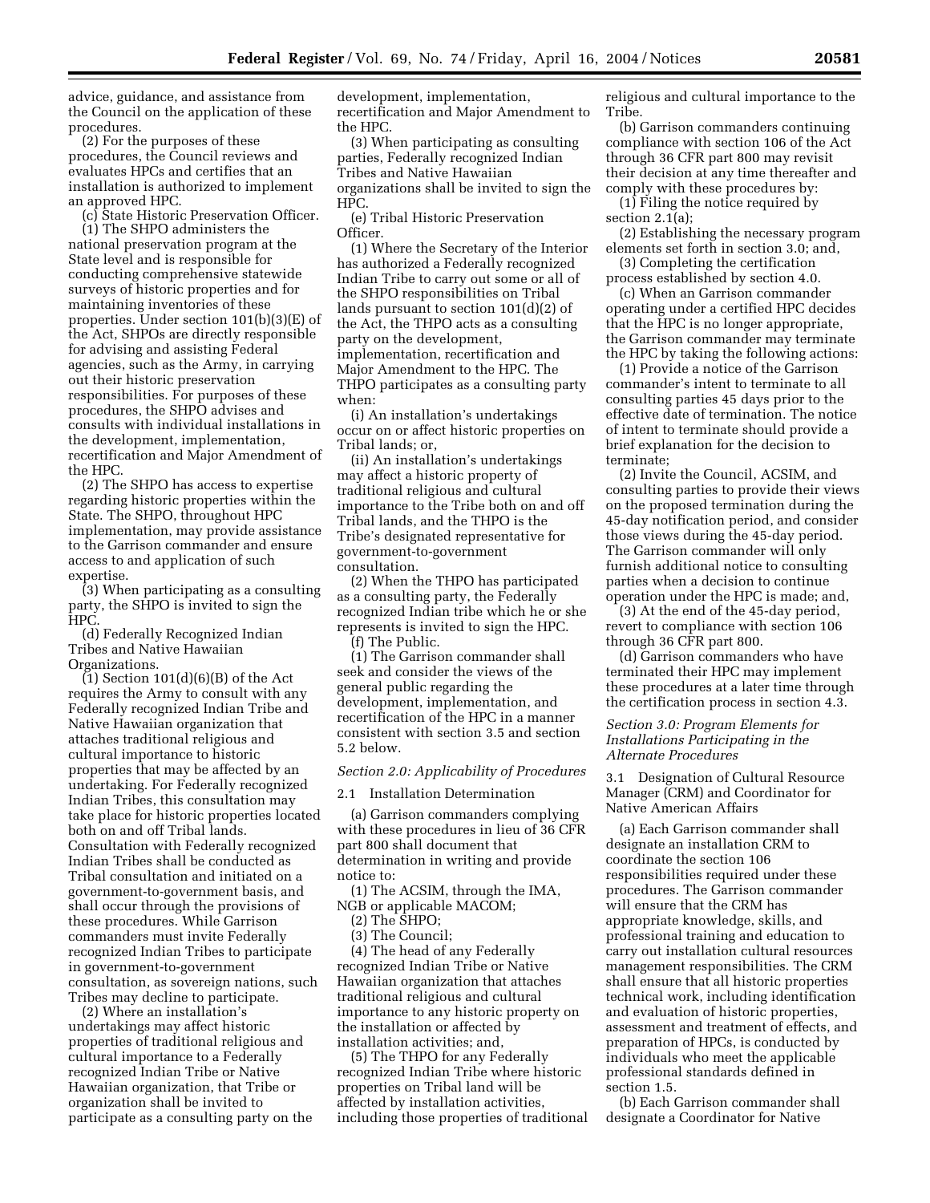advice, guidance, and assistance from the Council on the application of these procedures.

(2) For the purposes of these procedures, the Council reviews and evaluates HPCs and certifies that an installation is authorized to implement an approved HPC.

(c) State Historic Preservation Officer.

(1) The SHPO administers the national preservation program at the State level and is responsible for conducting comprehensive statewide surveys of historic properties and for maintaining inventories of these properties. Under section 101(b)(3)(E) of the Act, SHPOs are directly responsible for advising and assisting Federal agencies, such as the Army, in carrying out their historic preservation responsibilities. For purposes of these procedures, the SHPO advises and consults with individual installations in the development, implementation, recertification and Major Amendment of the HPC.

(2) The SHPO has access to expertise regarding historic properties within the State. The SHPO, throughout HPC implementation, may provide assistance to the Garrison commander and ensure access to and application of such expertise.

(3) When participating as a consulting party, the SHPO is invited to sign the HPC.

(d) Federally Recognized Indian Tribes and Native Hawaiian Organizations.

(1) Section 101(d)(6)(B) of the Act requires the Army to consult with any Federally recognized Indian Tribe and Native Hawaiian organization that attaches traditional religious and cultural importance to historic properties that may be affected by an undertaking. For Federally recognized Indian Tribes, this consultation may take place for historic properties located both on and off Tribal lands. Consultation with Federally recognized Indian Tribes shall be conducted as Tribal consultation and initiated on a government-to-government basis, and shall occur through the provisions of these procedures. While Garrison commanders must invite Federally recognized Indian Tribes to participate in government-to-government consultation, as sovereign nations, such Tribes may decline to participate.

(2) Where an installation's undertakings may affect historic properties of traditional religious and cultural importance to a Federally recognized Indian Tribe or Native Hawaiian organization, that Tribe or organization shall be invited to participate as a consulting party on the development, implementation, recertification and Major Amendment to the HPC.

(3) When participating as consulting parties, Federally recognized Indian Tribes and Native Hawaiian organizations shall be invited to sign the HPC.

(e) Tribal Historic Preservation Officer.

(1) Where the Secretary of the Interior has authorized a Federally recognized Indian Tribe to carry out some or all of the SHPO responsibilities on Tribal lands pursuant to section 101(d)(2) of the Act, the THPO acts as a consulting party on the development, implementation, recertification and Major Amendment to the HPC. The THPO participates as a consulting party when:

(i) An installation's undertakings occur on or affect historic properties on Tribal lands; or,

(ii) An installation's undertakings may affect a historic property of traditional religious and cultural importance to the Tribe both on and off Tribal lands, and the THPO is the Tribe's designated representative for government-to-government consultation.

(2) When the THPO has participated as a consulting party, the Federally recognized Indian tribe which he or she represents is invited to sign the HPC.

(f) The Public.

(1) The Garrison commander shall seek and consider the views of the general public regarding the development, implementation, and recertification of the HPC in a manner consistent with section 3.5 and section 5.2 below.

*Section 2.0: Applicability of Procedures*

2.1 Installation Determination

(a) Garrison commanders complying with these procedures in lieu of 36 CFR part 800 shall document that determination in writing and provide notice to:

(1) The ACSIM, through the IMA, NGB or applicable MACOM;

(2) The SHPO;

(3) The Council;

(4) The head of any Federally recognized Indian Tribe or Native Hawaiian organization that attaches traditional religious and cultural importance to any historic property on the installation or affected by installation activities; and,

(5) The THPO for any Federally recognized Indian Tribe where historic properties on Tribal land will be affected by installation activities, including those properties of traditional religious and cultural importance to the Tribe.

(b) Garrison commanders continuing compliance with section 106 of the Act through 36 CFR part 800 may revisit their decision at any time thereafter and comply with these procedures by:

(1) Filing the notice required by section 2.1(a);

(2) Establishing the necessary program elements set forth in section 3.0; and,

(3) Completing the certification process established by section 4.0.

(c) When an Garrison commander operating under a certified HPC decides that the HPC is no longer appropriate, the Garrison commander may terminate the HPC by taking the following actions:

(1) Provide a notice of the Garrison commander's intent to terminate to all consulting parties 45 days prior to the effective date of termination. The notice of intent to terminate should provide a brief explanation for the decision to terminate;

(2) Invite the Council, ACSIM, and consulting parties to provide their views on the proposed termination during the 45-day notification period, and consider those views during the 45-day period. The Garrison commander will only furnish additional notice to consulting parties when a decision to continue operation under the HPC is made; and,

(3) At the end of the 45-day period, revert to compliance with section 106 through 36 CFR part 800.

(d) Garrison commanders who have terminated their HPC may implement these procedures at a later time through the certification process in section 4.3.

*Section 3.0: Program Elements for Installations Participating in the Alternate Procedures*

3.1 Designation of Cultural Resource Manager (CRM) and Coordinator for Native American Affairs

(a) Each Garrison commander shall designate an installation CRM to coordinate the section 106 responsibilities required under these procedures. The Garrison commander will ensure that the CRM has appropriate knowledge, skills, and professional training and education to carry out installation cultural resources management responsibilities. The CRM shall ensure that all historic properties technical work, including identification and evaluation of historic properties, assessment and treatment of effects, and preparation of HPCs, is conducted by individuals who meet the applicable professional standards defined in section 1.5.

(b) Each Garrison commander shall designate a Coordinator for Native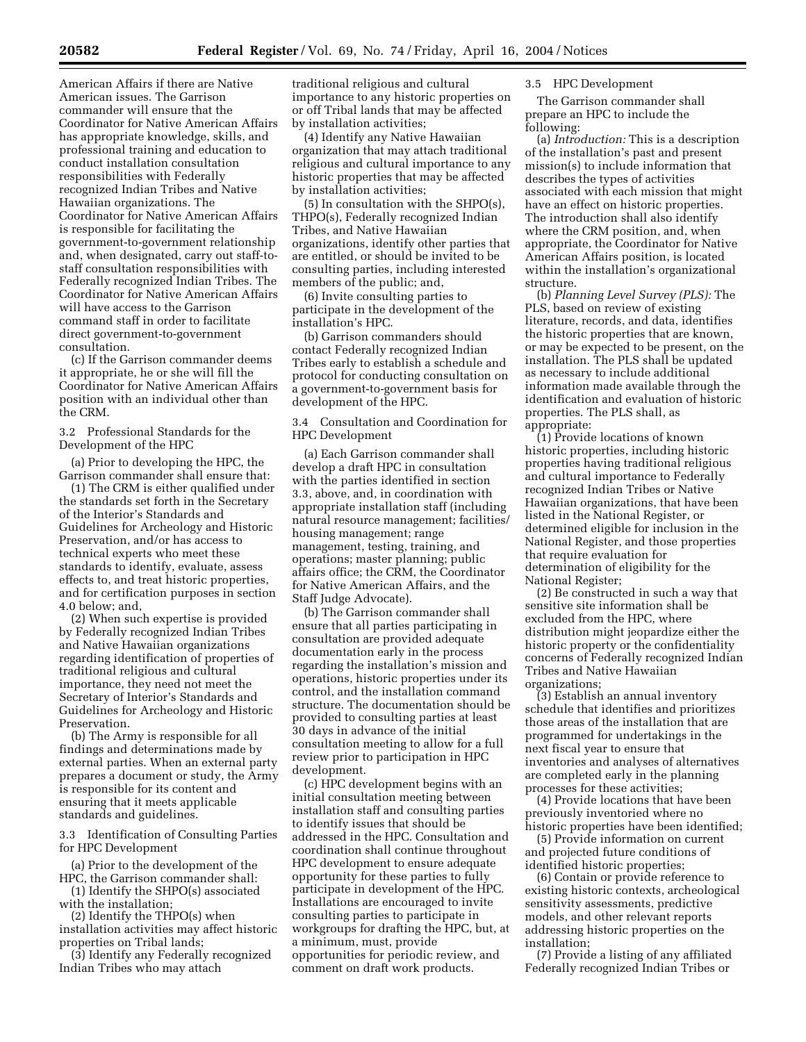American Affairs if there are Native American issues. The Garrison commander will ensure that the Coordinator for Native American Affairs has appropriate knowledge, skills, and professional training and education to conduct installation consultation responsibilities with Federally recognized Indian Tribes and Native Hawaiian organizations. The Coordinator for Native American Affairs is responsible for facilitating the government-to-government relationship and, when designated, carry out staff-to-staff consultation responsibilities with Federally recognized Indian Tribes. The Coordinator for Native American Affairs will have access to the Garrison command staff in order to facilitate direct government-to-government consultation.

(c) If the Garrison commander deems it appropriate, he or she will fill the Coordinator for Native American Affairs position with an individual other than the CRM.

3.2 Professional Standards for the Development of the HPC

(a) Prior to developing the HPC, the Garrison commander shall ensure that:

(1) The CRM is either qualified under the standards set forth in the Secretary of the Interior's Standards and Guidelines for Archeology and Historic Preservation, and/or has access to technical experts who meet these standards to identify, evaluate, assess effects to, and treat historic properties, and for certification purposes in section 4.0 below; and,

(2) When such expertise is provided by Federally recognized Indian Tribes and Native Hawaiian organizations regarding identification of properties of traditional religious and cultural importance, they need not meet the Secretary of Interior's Standards and Guidelines for Archeology and Historic Preservation.

(b) The Army is responsible for all findings and determinations made by external parties. When an external party prepares a document or study, the Army is responsible for its content and ensuring that it meets applicable standards and guidelines.

3.3 Identification of Consulting Parties for HPC Development

(a) Prior to the development of the HPC, the Garrison commander shall:

(1) Identify the SHPO(s) associated with the installation;

(2) Identify the THPO(s) when installation activities may affect historic properties on Tribal lands;

(3) Identify any Federally recognized Indian Tribes who may attach traditional religious and cultural importance to any historic properties on or off Tribal lands that may be affected by installation activities;

(4) Identify any Native Hawaiian organization that may attach traditional religious and cultural importance to any historic properties that may be affected by installation activities;

(5) In consultation with the SHPO(s), THPO(s), Federally recognized Indian Tribes, and Native Hawaiian organizations, identify other parties that are entitled, or should be invited to be consulting parties, including interested members of the public; and,

(6) Invite consulting parties to participate in the development of the installation's HPC.

(b) Garrison commanders should contact Federally recognized Indian Tribes early to establish a schedule and protocol for conducting consultation on a government-to-government basis for development of the HPC.

3.4 Consultation and Coordination for HPC Development

(a) Each Garrison commander shall develop a draft HPC in consultation with the parties identified in section 3.3, above, and, in coordination with appropriate installation staff (including natural resource management; facilities/housing management; range management, testing, training, and operations; master planning; public affairs office; the CRM, the Coordinator for Native American Affairs, and the Staff Judge Advocate).

(b) The Garrison commander shall ensure that all parties participating in consultation are provided adequate documentation early in the process regarding the installation's mission and operations, historic properties under its control, and the installation command structure. The documentation should be provided to consulting parties at least 30 days in advance of the initial consultation meeting to allow for a full review prior to participation in HPC development.

(c) HPC development begins with an initial consultation meeting between installation staff and consulting parties to identify issues that should be addressed in the HPC. Consultation and coordination shall continue throughout HPC development to ensure adequate opportunity for these parties to fully participate in development of the HPC. Installations are encouraged to invite consulting parties to participate in workgroups for drafting the HPC, but, at a minimum, must, provide opportunities for periodic review, and comment on draft work products.

3.5 HPC Development

The Garrison commander shall prepare an HPC to include the following:

(a) *Introduction:* This is a description of the installation's past and present mission(s) to include information that describes the types of activities associated with each mission that might have an effect on historic properties. The introduction shall also identify where the CRM position, and, when appropriate, the Coordinator for Native American Affairs position, is located within the installation's organizational structure.

(b) *Planning Level Survey (PLS):* The PLS, based on review of existing literature, records, and data, identifies the historic properties that are known, or may be expected to be present, on the installation. The PLS shall be updated as necessary to include additional information made available through the identification and evaluation of historic properties. The PLS shall, as appropriate:

(1) Provide locations of known historic properties, including historic properties having traditional religious and cultural importance to Federally recognized Indian Tribes or Native Hawaiian organizations, that have been listed in the National Register, or determined eligible for inclusion in the National Register, and those properties that require evaluation for determination of eligibility for the National Register;

(2) Be constructed in such a way that sensitive site information shall be excluded from the HPC, where distribution might jeopardize either the historic property or the confidentiality concerns of Federally recognized Indian Tribes and Native Hawaiian organizations;

(3) Establish an annual inventory schedule that identifies and prioritizes those areas of the installation that are programmed for undertakings in the next fiscal year to ensure that inventories and analyses of alternatives are completed early in the planning processes for these activities;

(4) Provide locations that have been previously inventoried where no historic properties have been identified;

(5) Provide information on current and projected future conditions of identified historic properties;

(6) Contain or provide reference to existing historic contexts, archeological sensitivity assessments, predictive models, and other relevant reports addressing historic properties on the installation;

(7) Provide a listing of any affiliated Federally recognized Indian Tribes or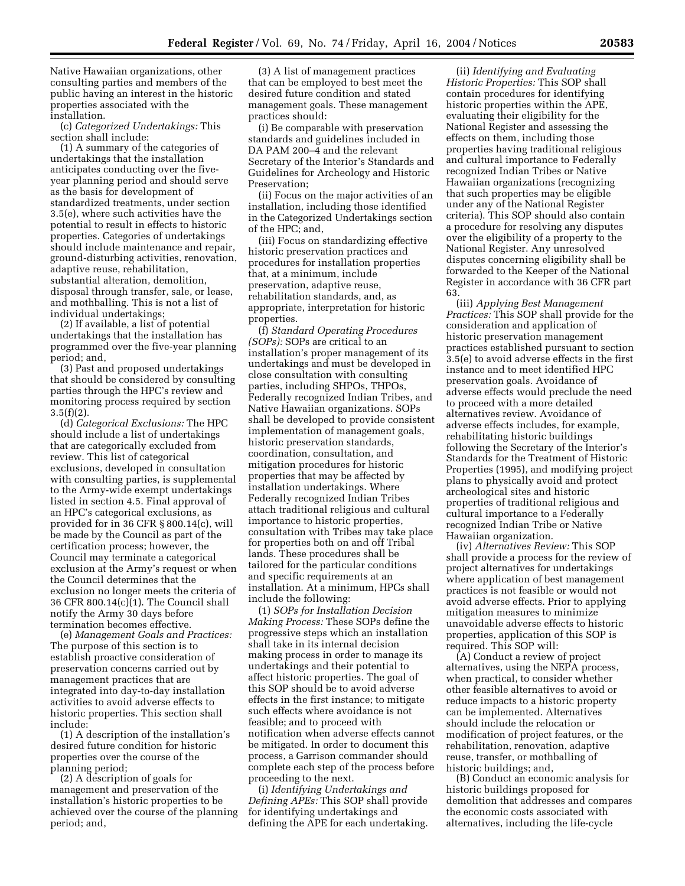Native Hawaiian organizations, other consulting parties and members of the public having an interest in the historic properties associated with the installation.

(c) *Categorized Undertakings:* This section shall include:

(1) A summary of the categories of undertakings that the installation anticipates conducting over the five-year planning period and should serve as the basis for development of standardized treatments, under section 3.5(e), where such activities have the potential to result in effects to historic properties. Categories of undertakings should include maintenance and repair, ground-disturbing activities, renovation, adaptive reuse, rehabilitation, substantial alteration, demolition, disposal through transfer, sale, or lease, and mothballing. This is not a list of individual undertakings;

(2) If available, a list of potential undertakings that the installation has programmed over the five-year planning period; and,

(3) Past and proposed undertakings that should be considered by consulting parties through the HPC's review and monitoring process required by section 3.5(f)(2).

(d) *Categorical Exclusions:* The HPC should include a list of undertakings that are categorically excluded from review. This list of categorical exclusions, developed in consultation with consulting parties, is supplemental to the Army-wide exempt undertakings listed in section 4.5. Final approval of an HPC's categorical exclusions, as provided for in 36 CFR § 800.14(c), will be made by the Council as part of the certification process; however, the Council may terminate a categorical exclusion at the Army's request or when the Council determines that the exclusion no longer meets the criteria of 36 CFR 800.14(c)(1). The Council shall notify the Army 30 days before termination becomes effective.

(e) *Management Goals and Practices:* The purpose of this section is to establish proactive consideration of preservation concerns carried out by management practices that are integrated into day-to-day installation activities to avoid adverse effects to historic properties. This section shall include:

(1) A description of the installation's desired future condition for historic properties over the course of the planning period;

(2) A description of goals for management and preservation of the installation's historic properties to be achieved over the course of the planning period; and,

(3) A list of management practices that can be employed to best meet the desired future condition and stated management goals. These management practices should:

(i) Be comparable with preservation standards and guidelines included in DA PAM 200–4 and the relevant Secretary of the Interior's Standards and Guidelines for Archeology and Historic Preservation;

(ii) Focus on the major activities of an installation, including those identified in the Categorized Undertakings section of the HPC; and,

(iii) Focus on standardizing effective historic preservation practices and procedures for installation properties that, at a minimum, include preservation, adaptive reuse, rehabilitation standards, and, as appropriate, interpretation for historic properties.

(f) *Standard Operating Procedures (SOPs):* SOPs are critical to an installation's proper management of its undertakings and must be developed in close consultation with consulting parties, including SHPOs, THPOs, Federally recognized Indian Tribes, and Native Hawaiian organizations. SOPs shall be developed to provide consistent implementation of management goals, historic preservation standards, coordination, consultation, and mitigation procedures for historic properties that may be affected by installation undertakings. Where Federally recognized Indian Tribes attach traditional religious and cultural importance to historic properties, consultation with Tribes may take place for properties both on and off Tribal lands. These procedures shall be tailored for the particular conditions and specific requirements at an installation. At a minimum, HPCs shall include the following:

(1) *SOPs for Installation Decision Making Process:* These SOPs define the progressive steps which an installation shall take in its internal decision making process in order to manage its undertakings and their potential to affect historic properties. The goal of this SOP should be to avoid adverse effects in the first instance; to mitigate such effects where avoidance is not feasible; and to proceed with notification when adverse effects cannot be mitigated. In order to document this process, a Garrison commander should complete each step of the process before proceeding to the next.

(i) *Identifying Undertakings and Defining APEs:* This SOP shall provide for identifying undertakings and defining the APE for each undertaking.

(ii) *Identifying and Evaluating Historic Properties:* This SOP shall contain procedures for identifying historic properties within the APE, evaluating their eligibility for the National Register and assessing the effects on them, including those properties having traditional religious and cultural importance to Federally recognized Indian Tribes or Native Hawaiian organizations (recognizing that such properties may be eligible under any of the National Register criteria). This SOP should also contain a procedure for resolving any disputes over the eligibility of a property to the National Register. Any unresolved disputes concerning eligibility shall be forwarded to the Keeper of the National Register in accordance with 36 CFR part 63.

(iii) *Applying Best Management Practices:* This SOP shall provide for the consideration and application of historic preservation management practices established pursuant to section 3.5(e) to avoid adverse effects in the first instance and to meet identified HPC preservation goals. Avoidance of adverse effects would preclude the need to proceed with a more detailed alternatives review. Avoidance of adverse effects includes, for example, rehabilitating historic buildings following the Secretary of the Interior's Standards for the Treatment of Historic Properties (1995), and modifying project plans to physically avoid and protect archeological sites and historic properties of traditional religious and cultural importance to a Federally recognized Indian Tribe or Native Hawaiian organization.

(iv) *Alternatives Review:* This SOP shall provide a process for the review of project alternatives for undertakings where application of best management practices is not feasible or would not avoid adverse effects. Prior to applying mitigation measures to minimize unavoidable adverse effects to historic properties, application of this SOP is required. This SOP will:

(A) Conduct a review of project alternatives, using the NEPA process, when practical, to consider whether other feasible alternatives to avoid or reduce impacts to a historic property can be implemented. Alternatives should include the relocation or modification of project features, or the rehabilitation, renovation, adaptive reuse, transfer, or mothballing of historic buildings; and,

(B) Conduct an economic analysis for historic buildings proposed for demolition that addresses and compares the economic costs associated with alternatives, including the life-cycle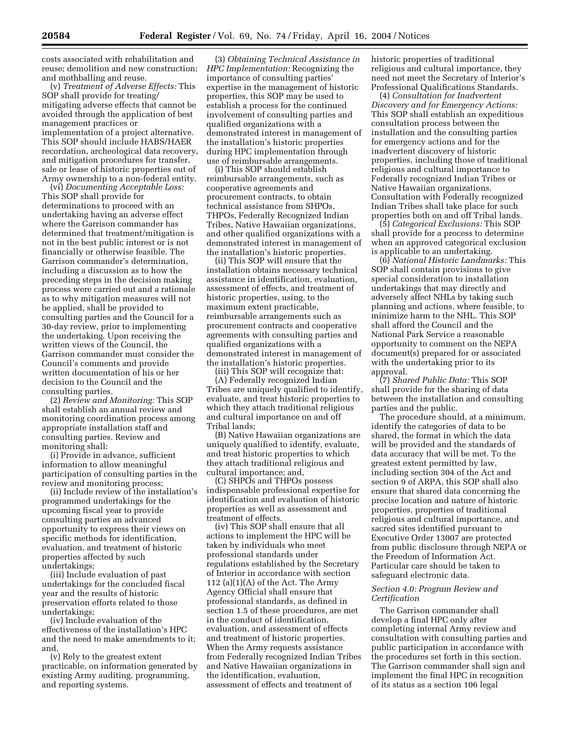costs associated with rehabilitation and reuse; demolition and new construction; and mothballing and reuse.

(v) *Treatment of Adverse Effects:* This SOP shall provide for treating/mitigating adverse effects that cannot be avoided through the application of best management practices or implementation of a project alternative. This SOP should include HABS/HAER recordation, archeological data recovery, and mitigation procedures for transfer, sale or lease of historic properties out of Army ownership to a non-federal entity.

(vi) *Documenting Acceptable Loss:* This SOP shall provide for determinations to proceed with an undertaking having an adverse effect where the Garrison commander has determined that treatment/mitigation is not in the best public interest or is not financially or otherwise feasible. The Garrison commander's determination, including a discussion as to how the preceding steps in the decision making process were carried out and a rationale as to why mitigation measures will not be applied, shall be provided to consulting parties and the Council for a 30-day review, prior to implementing the undertaking. Upon receiving the written views of the Council, the Garrison commander must consider the Council's comments and provide written documentation of his or her decision to the Council and the consulting parties.

(2) *Review and Monitoring:* This SOP shall establish an annual review and monitoring coordination process among appropriate installation staff and consulting parties. Review and monitoring shall:

(i) Provide in advance, sufficient information to allow meaningful participation of consulting parties in the review and monitoring process;

(ii) Include review of the installation's programmed undertakings for the upcoming fiscal year to provide consulting parties an advanced opportunity to express their views on specific methods for identification, evaluation, and treatment of historic properties affected by such undertakings;

(iii) Include evaluation of past undertakings for the concluded fiscal year and the results of historic preservation efforts related to those undertakings;

(iv) Include evaluation of the effectiveness of the installation's HPC and the need to make amendments to it; and,

(v) Rely to the greatest extent practicable, on information generated by existing Army auditing, programming, and reporting systems.

(3) *Obtaining Technical Assistance in HPC Implementation:* Recognizing the importance of consulting parties' expertise in the management of historic properties, this SOP may be used to establish a process for the continued involvement of consulting parties and qualified organizations with a demonstrated interest in management of the installation's historic properties during HPC implementation through use of reimbursable arrangements.

(i) This SOP should establish reimbursable arrangements, such as cooperative agreements and procurement contracts, to obtain technical assistance from SHPOs, THPOs, Federally Recognized Indian Tribes, Native Hawaiian organizations, and other qualified organizations with a demonstrated interest in management of the installation's historic properties.

(ii) This SOP will ensure that the installation obtains necessary technical assistance in identification, evaluation, assessment of effects, and treatment of historic properties, using, to the maximum extent practicable, reimbursable arrangements such as procurement contracts and cooperative agreements with consulting parties and qualified organizations with a demonstrated interest in management of the installation's historic properties.

(iii) This SOP will recognize that:

(A) Federally recognized Indian Tribes are uniquely qualified to identify, evaluate, and treat historic properties to which they attach traditional religious and cultural importance on and off Tribal lands;

(B) Native Hawaiian organizations are uniquely qualified to identify, evaluate, and treat historic properties to which they attach traditional religious and cultural importance; and,

(C) SHPOs and THPOs possess indispensable professional expertise for identification and evaluation of historic properties as well as assessment and treatment of effects.

(iv) This SOP shall ensure that all actions to implement the HPC will be taken by individuals who meet professional standards under regulations established by the Secretary of Interior in accordance with section 112 (a)(1)(A) of the Act. The Army Agency Official shall ensure that professional standards, as defined in section 1.5 of these procedures, are met in the conduct of identification, evaluation, and assessment of effects and treatment of historic properties. When the Army requests assistance from Federally recognized Indian Tribes and Native Hawaiian organizations in the identification, evaluation, assessment of effects and treatment of historic properties of traditional religious and cultural importance, they need not meet the Secretary of Interior's Professional Qualifications Standards.

(4) *Consultation for Inadvertent Discovery and for Emergency Actions:* This SOP shall establish an expeditious consultation process between the installation and the consulting parties for emergency actions and for the inadvertent discovery of historic properties, including those of traditional religious and cultural importance to Federally recognized Indian Tribes or Native Hawaiian organizations. Consultation with Federally recognized Indian Tribes shall take place for such properties both on and off Tribal lands.

(5) *Categorical Exclusions:* This SOP shall provide for a process to determine when an approved categorical exclusion is applicable to an undertaking.

(6) *National Historic Landmarks:* This SOP shall contain provisions to give special consideration to installation undertakings that may directly and adversely affect NHLs by taking such planning and actions, where feasible, to minimize harm to the NHL. This SOP shall afford the Council and the National Park Service a reasonable opportunity to comment on the NEPA document(s) prepared for or associated with the undertaking prior to its approval.

(7) *Shared Public Data:* This SOP shall provide for the sharing of data between the installation and consulting parties and the public.

The procedure should, at a minimum, identify the categories of data to be shared, the format in which the data will be provided and the standards of data accuracy that will be met. To the greatest extent permitted by law, including section 304 of the Act and section 9 of ARPA, this SOP shall also ensure that shared data concerning the precise location and nature of historic properties, properties of traditional religious and cultural importance, and sacred sites identified pursuant to Executive Order 13007 are protected from public disclosure through NEPA or the Freedom of Information Act. Particular care should be taken to safeguard electronic data.

### *Section 4.0: Program Review and Certification*

The Garrison commander shall develop a final HPC only after completing internal Army review and consultation with consulting parties and public participation in accordance with the procedures set forth in this section. The Garrison commander shall sign and implement the final HPC in recognition of its status as a section 106 legal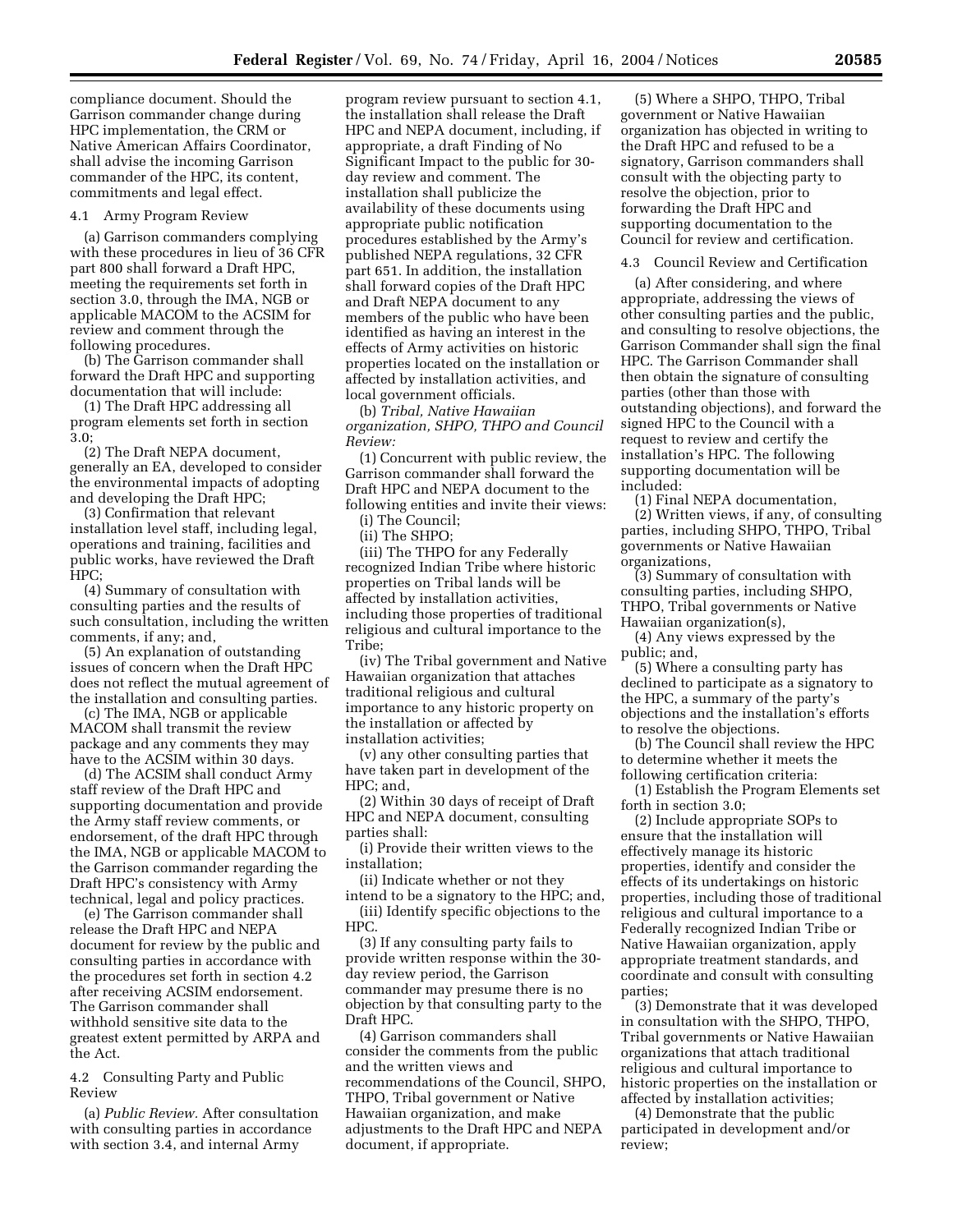compliance document. Should the Garrison commander change during HPC implementation, the CRM or Native American Affairs Coordinator, shall advise the incoming Garrison commander of the HPC, its content, commitments and legal effect.

4.1 Army Program Review

(a) Garrison commanders complying with these procedures in lieu of 36 CFR part 800 shall forward a Draft HPC, meeting the requirements set forth in section 3.0, through the IMA, NGB or applicable MACOM to the ACSIM for review and comment through the following procedures.

(b) The Garrison commander shall forward the Draft HPC and supporting documentation that will include:

(1) The Draft HPC addressing all program elements set forth in section 3.0;

(2) The Draft NEPA document, generally an EA, developed to consider the environmental impacts of adopting and developing the Draft HPC;

(3) Confirmation that relevant installation level staff, including legal, operations and training, facilities and public works, have reviewed the Draft HPC;

(4) Summary of consultation with consulting parties and the results of such consultation, including the written comments, if any; and,

(5) An explanation of outstanding issues of concern when the Draft HPC does not reflect the mutual agreement of the installation and consulting parties.

(c) The IMA, NGB or applicable MACOM shall transmit the review package and any comments they may have to the ACSIM within 30 days.

(d) The ACSIM shall conduct Army staff review of the Draft HPC and supporting documentation and provide the Army staff review comments, or endorsement, of the draft HPC through the IMA, NGB or applicable MACOM to the Garrison commander regarding the Draft HPC's consistency with Army technical, legal and policy practices.

(e) The Garrison commander shall release the Draft HPC and NEPA document for review by the public and consulting parties in accordance with the procedures set forth in section 4.2 after receiving ACSIM endorsement. The Garrison commander shall withhold sensitive site data to the greatest extent permitted by ARPA and the Act.

4.2 Consulting Party and Public Review

(a) *Public Review.* After consultation with consulting parties in accordance with section 3.4, and internal Army program review pursuant to section 4.1, the installation shall release the Draft HPC and NEPA document, including, if appropriate, a draft Finding of No Significant Impact to the public for 30-day review and comment. The installation shall publicize the availability of these documents using appropriate public notification procedures established by the Army's published NEPA regulations, 32 CFR part 651. In addition, the installation shall forward copies of the Draft HPC and Draft NEPA document to any members of the public who have been identified as having an interest in the effects of Army activities on historic properties located on the installation or affected by installation activities, and local government officials.

(b) *Tribal, Native Hawaiian organization, SHPO, THPO and Council Review:*

(1) Concurrent with public review, the Garrison commander shall forward the Draft HPC and NEPA document to the following entities and invite their views:

(i) The Council;

(ii) The SHPO;

(iii) The THPO for any Federally recognized Indian Tribe where historic properties on Tribal lands will be affected by installation activities, including those properties of traditional religious and cultural importance to the Tribe;

(iv) The Tribal government and Native Hawaiian organization that attaches traditional religious and cultural importance to any historic property on the installation or affected by installation activities;

(v) any other consulting parties that have taken part in development of the HPC; and,

(2) Within 30 days of receipt of Draft HPC and NEPA document, consulting parties shall:

(i) Provide their written views to the installation;

(ii) Indicate whether or not they intend to be a signatory to the HPC; and,

(iii) Identify specific objections to the HPC.

(3) If any consulting party fails to provide written response within the 30-day review period, the Garrison commander may presume there is no objection by that consulting party to the Draft HPC.

(4) Garrison commanders shall consider the comments from the public and the written views and recommendations of the Council, SHPO, THPO, Tribal government or Native Hawaiian organization, and make adjustments to the Draft HPC and NEPA document, if appropriate.

(5) Where a SHPO, THPO, Tribal government or Native Hawaiian organization has objected in writing to the Draft HPC and refused to be a signatory, Garrison commanders shall consult with the objecting party to resolve the objection, prior to forwarding the Draft HPC and supporting documentation to the Council for review and certification.

4.3 Council Review and Certification

(a) After considering, and where appropriate, addressing the views of other consulting parties and the public, and consulting to resolve objections, the Garrison Commander shall sign the final HPC. The Garrison Commander shall then obtain the signature of consulting parties (other than those with outstanding objections), and forward the signed HPC to the Council with a request to review and certify the installation's HPC. The following supporting documentation will be included:

(1) Final NEPA documentation,

(2) Written views, if any, of consulting parties, including SHPO, THPO, Tribal governments or Native Hawaiian organizations,

(3) Summary of consultation with consulting parties, including SHPO, THPO, Tribal governments or Native Hawaiian organization(s),

(4) Any views expressed by the public; and,

(5) Where a consulting party has declined to participate as a signatory to the HPC, a summary of the party's objections and the installation's efforts to resolve the objections.

(b) The Council shall review the HPC to determine whether it meets the following certification criteria:

(1) Establish the Program Elements set forth in section 3.0;

(2) Include appropriate SOPs to ensure that the installation will effectively manage its historic properties, identify and consider the effects of its undertakings on historic properties, including those of traditional religious and cultural importance to a Federally recognized Indian Tribe or Native Hawaiian organization, apply appropriate treatment standards, and coordinate and consult with consulting parties;

(3) Demonstrate that it was developed in consultation with the SHPO, THPO, Tribal governments or Native Hawaiian organizations that attach traditional religious and cultural importance to historic properties on the installation or affected by installation activities;

(4) Demonstrate that the public participated in development and/or review;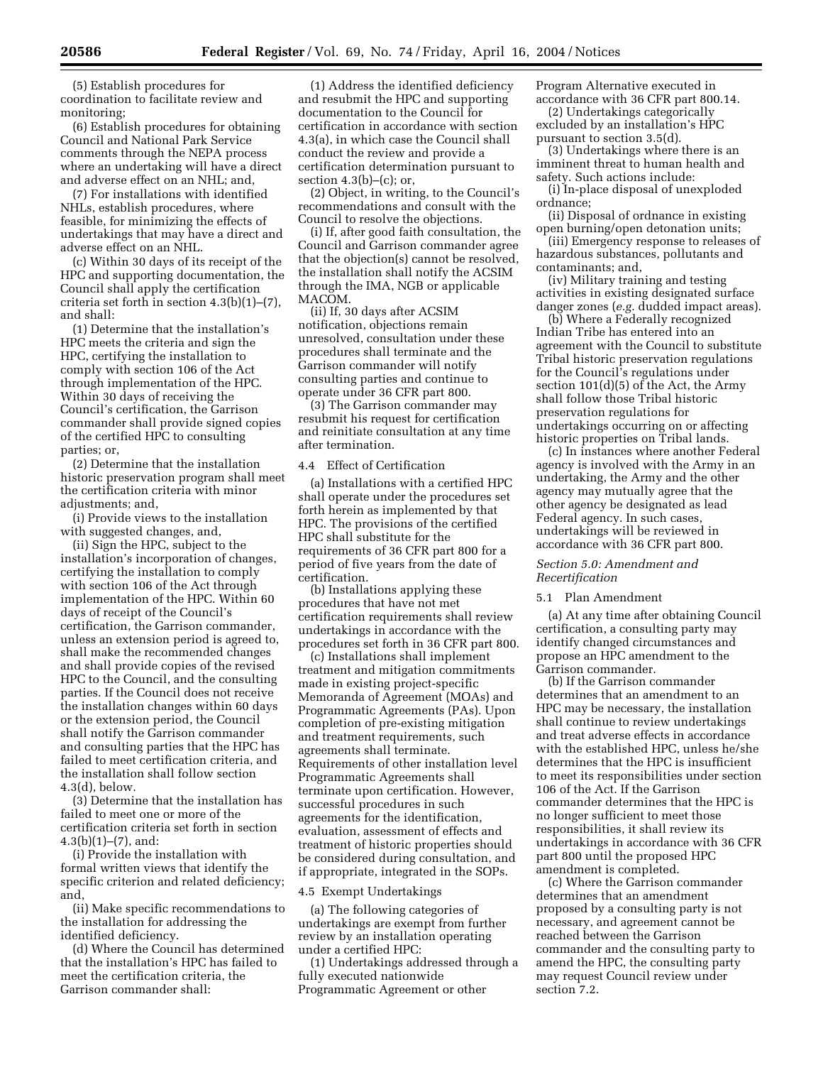(5) Establish procedures for coordination to facilitate review and monitoring;

(6) Establish procedures for obtaining Council and National Park Service comments through the NEPA process where an undertaking will have a direct and adverse effect on an NHL; and,

(7) For installations with identified NHLs, establish procedures, where feasible, for minimizing the effects of undertakings that may have a direct and adverse effect on an NHL.

(c) Within 30 days of its receipt of the HPC and supporting documentation, the Council shall apply the certification criteria set forth in section 4.3(b)(1)–(7), and shall:

(1) Determine that the installation's HPC meets the criteria and sign the HPC, certifying the installation to comply with section 106 of the Act through implementation of the HPC. Within 30 days of receiving the Council's certification, the Garrison commander shall provide signed copies of the certified HPC to consulting parties; or,

(2) Determine that the installation historic preservation program shall meet the certification criteria with minor adjustments; and,

(i) Provide views to the installation with suggested changes, and,

(ii) Sign the HPC, subject to the installation's incorporation of changes, certifying the installation to comply with section 106 of the Act through implementation of the HPC. Within 60 days of receipt of the Council's certification, the Garrison commander, unless an extension period is agreed to, shall make the recommended changes and shall provide copies of the revised HPC to the Council, and the consulting parties. If the Council does not receive the installation changes within 60 days or the extension period, the Council shall notify the Garrison commander and consulting parties that the HPC has failed to meet certification criteria, and the installation shall follow section 4.3(d), below.

(3) Determine that the installation has failed to meet one or more of the certification criteria set forth in section 4.3(b)(1)–(7), and:

(i) Provide the installation with formal written views that identify the specific criterion and related deficiency; and,

(ii) Make specific recommendations to the installation for addressing the identified deficiency.

(d) Where the Council has determined that the installation's HPC has failed to meet the certification criteria, the Garrison commander shall:

(1) Address the identified deficiency and resubmit the HPC and supporting documentation to the Council for certification in accordance with section 4.3(a), in which case the Council shall conduct the review and provide a certification determination pursuant to section 4.3(b)–(c); or,

(2) Object, in writing, to the Council's recommendations and consult with the Council to resolve the objections.

(i) If, after good faith consultation, the Council and Garrison commander agree that the objection(s) cannot be resolved, the installation shall notify the ACSIM through the IMA, NGB or applicable MACOM.

(ii) If, 30 days after ACSIM notification, objections remain unresolved, consultation under these procedures shall terminate and the Garrison commander will notify consulting parties and continue to operate under 36 CFR part 800.

(3) The Garrison commander may resubmit his request for certification and reinitiate consultation at any time after termination.

4.4 Effect of Certification

(a) Installations with a certified HPC shall operate under the procedures set forth herein as implemented by that HPC. The provisions of the certified HPC shall substitute for the requirements of 36 CFR part 800 for a period of five years from the date of certification.

(b) Installations applying these procedures that have not met certification requirements shall review undertakings in accordance with the procedures set forth in 36 CFR part 800.

(c) Installations shall implement treatment and mitigation commitments made in existing project-specific Memoranda of Agreement (MOAs) and Programmatic Agreements (PAs). Upon completion of pre-existing mitigation and treatment requirements, such agreements shall terminate. Requirements of other installation level Programmatic Agreements shall terminate upon certification. However, successful procedures in such agreements for the identification, evaluation, assessment of effects and treatment of historic properties should be considered during consultation, and if appropriate, integrated in the SOPs.

4.5 Exempt Undertakings

(a) The following categories of undertakings are exempt from further review by an installation operating under a certified HPC:

(1) Undertakings addressed through a fully executed nationwide Programmatic Agreement or other Program Alternative executed in accordance with 36 CFR part 800.14.

(2) Undertakings categorically excluded by an installation's HPC pursuant to section 3.5(d).

(3) Undertakings where there is an imminent threat to human health and safety. Such actions include:

(i) In-place disposal of unexploded ordnance;

(ii) Disposal of ordnance in existing open burning/open detonation units;

(iii) Emergency response to releases of hazardous substances, pollutants and contaminants; and,

(iv) Military training and testing activities in existing designated surface danger zones (*e.g.* dudded impact areas).

(b) Where a Federally recognized Indian Tribe has entered into an agreement with the Council to substitute Tribal historic preservation regulations for the Council's regulations under section 101(d)(5) of the Act, the Army shall follow those Tribal historic preservation regulations for undertakings occurring on or affecting historic properties on Tribal lands.

(c) In instances where another Federal agency is involved with the Army in an undertaking, the Army and the other agency may mutually agree that the other agency be designated as lead Federal agency. In such cases, undertakings will be reviewed in accordance with 36 CFR part 800.

*Section 5.0: Amendment and Recertification*

5.1 Plan Amendment

(a) At any time after obtaining Council certification, a consulting party may identify changed circumstances and propose an HPC amendment to the Garrison commander.

(b) If the Garrison commander determines that an amendment to an HPC may be necessary, the installation shall continue to review undertakings and treat adverse effects in accordance with the established HPC, unless he/she determines that the HPC is insufficient to meet its responsibilities under section 106 of the Act. If the Garrison commander determines that the HPC is no longer sufficient to meet those responsibilities, it shall review its undertakings in accordance with 36 CFR part 800 until the proposed HPC amendment is completed.

(c) Where the Garrison commander determines that an amendment proposed by a consulting party is not necessary, and agreement cannot be reached between the Garrison commander and the consulting party to amend the HPC, the consulting party may request Council review under section 7.2.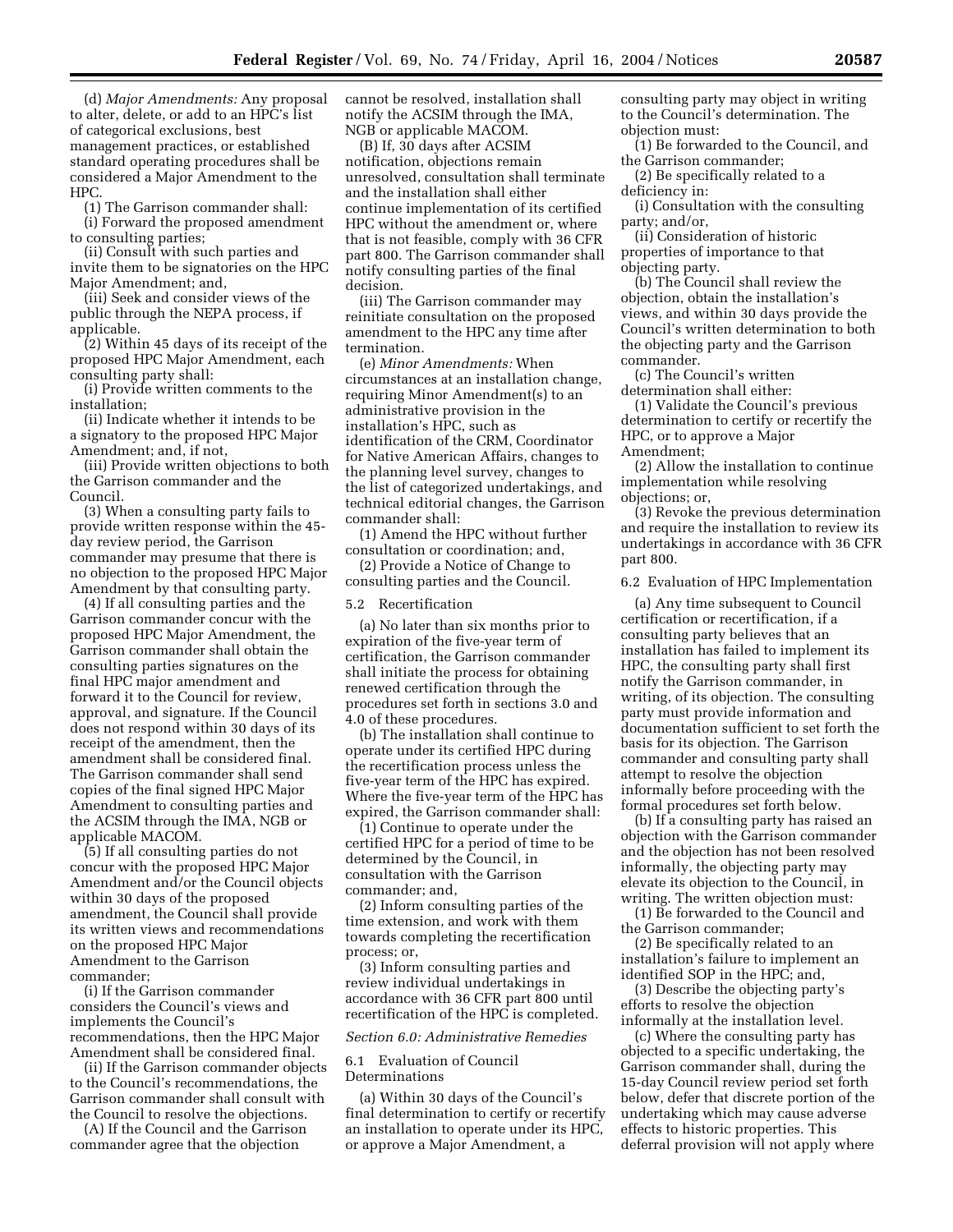(d) *Major Amendments:* Any proposal to alter, delete, or add to an HPC's list of categorical exclusions, best management practices, or established standard operating procedures shall be considered a Major Amendment to the HPC.

(1) The Garrison commander shall:

(i) Forward the proposed amendment to consulting parties;

(ii) Consult with such parties and invite them to be signatories on the HPC Major Amendment; and,

(iii) Seek and consider views of the public through the NEPA process, if applicable.

(2) Within 45 days of its receipt of the proposed HPC Major Amendment, each consulting party shall:

(i) Provide written comments to the installation;

(ii) Indicate whether it intends to be a signatory to the proposed HPC Major Amendment; and, if not,

(iii) Provide written objections to both the Garrison commander and the Council.

(3) When a consulting party fails to provide written response within the 45-day review period, the Garrison commander may presume that there is no objection to the proposed HPC Major Amendment by that consulting party.

(4) If all consulting parties and the Garrison commander concur with the proposed HPC Major Amendment, the Garrison commander shall obtain the consulting parties signatures on the final HPC major amendment and forward it to the Council for review, approval, and signature. If the Council does not respond within 30 days of its receipt of the amendment, then the amendment shall be considered final. The Garrison commander shall send copies of the final signed HPC Major Amendment to consulting parties and the ACSIM through the IMA, NGB or applicable MACOM.

(5) If all consulting parties do not concur with the proposed HPC Major Amendment and/or the Council objects within 30 days of the proposed amendment, the Council shall provide its written views and recommendations on the proposed HPC Major Amendment to the Garrison commander;

(i) If the Garrison commander considers the Council's views and implements the Council's recommendations, then the HPC Major Amendment shall be considered final.

(ii) If the Garrison commander objects to the Council's recommendations, the Garrison commander shall consult with the Council to resolve the objections.

(A) If the Council and the Garrison commander agree that the objection cannot be resolved, installation shall notify the ACSIM through the IMA, NGB or applicable MACOM.

(B) If, 30 days after ACSIM notification, objections remain unresolved, consultation shall terminate and the installation shall either continue implementation of its certified HPC without the amendment or, where that is not feasible, comply with 36 CFR part 800. The Garrison commander shall notify consulting parties of the final decision.

(iii) The Garrison commander may reinitiate consultation on the proposed amendment to the HPC any time after termination.

(e) *Minor Amendments:* When circumstances at an installation change, requiring Minor Amendment(s) to an administrative provision in the installation's HPC, such as identification of the CRM, Coordinator for Native American Affairs, changes to the planning level survey, changes to the list of categorized undertakings, and technical editorial changes, the Garrison commander shall:

(1) Amend the HPC without further consultation or coordination; and,

(2) Provide a Notice of Change to consulting parties and the Council.

5.2 Recertification

(a) No later than six months prior to expiration of the five-year term of certification, the Garrison commander shall initiate the process for obtaining renewed certification through the procedures set forth in sections 3.0 and 4.0 of these procedures.

(b) The installation shall continue to operate under its certified HPC during the recertification process unless the five-year term of the HPC has expired. Where the five-year term of the HPC has expired, the Garrison commander shall:

(1) Continue to operate under the certified HPC for a period of time to be determined by the Council, in consultation with the Garrison commander; and,

(2) Inform consulting parties of the time extension, and work with them towards completing the recertification process; or,

(3) Inform consulting parties and review individual undertakings in accordance with 36 CFR part 800 until recertification of the HPC is completed.

*Section 6.0: Administrative Remedies*

6.1 Evaluation of Council Determinations

(a) Within 30 days of the Council's final determination to certify or recertify an installation to operate under its HPC, or approve a Major Amendment, a consulting party may object in writing to the Council's determination. The objection must:

(1) Be forwarded to the Council, and the Garrison commander;

(2) Be specifically related to a deficiency in:

(i) Consultation with the consulting party; and/or,

(ii) Consideration of historic properties of importance to that objecting party.

(b) The Council shall review the objection, obtain the installation's views, and within 30 days provide the Council's written determination to both the objecting party and the Garrison commander.

(c) The Council's written determination shall either:

(1) Validate the Council's previous determination to certify or recertify the HPC, or to approve a Major Amendment;

(2) Allow the installation to continue implementation while resolving objections; or,

(3) Revoke the previous determination and require the installation to review its undertakings in accordance with 36 CFR part 800.

6.2 Evaluation of HPC Implementation

(a) Any time subsequent to Council certification or recertification, if a consulting party believes that an installation has failed to implement its HPC, the consulting party shall first notify the Garrison commander, in writing, of its objection. The consulting party must provide information and documentation sufficient to set forth the basis for its objection. The Garrison commander and consulting party shall attempt to resolve the objection informally before proceeding with the formal procedures set forth below.

(b) If a consulting party has raised an objection with the Garrison commander and the objection has not been resolved informally, the objecting party may elevate its objection to the Council, in writing. The written objection must:

(1) Be forwarded to the Council and the Garrison commander;

(2) Be specifically related to an installation's failure to implement an identified SOP in the HPC; and,

(3) Describe the objecting party's efforts to resolve the objection informally at the installation level.

(c) Where the consulting party has objected to a specific undertaking, the Garrison commander shall, during the 15-day Council review period set forth below, defer that discrete portion of the undertaking which may cause adverse effects to historic properties. This deferral provision will not apply where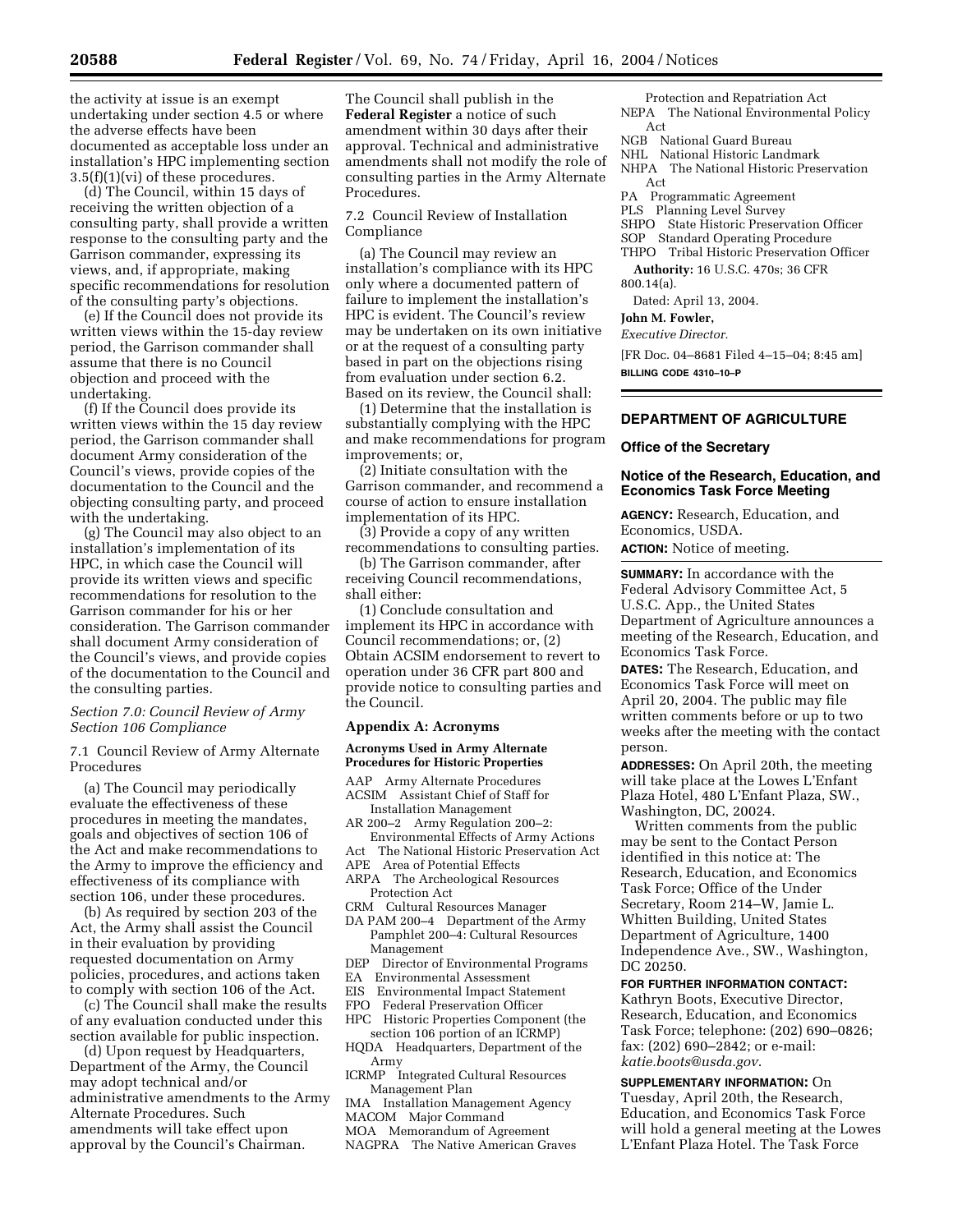the activity at issue is an exempt undertaking under section 4.5 or where the adverse effects have been documented as acceptable loss under an installation's HPC implementing section 3.5(f)(1)(vi) of these procedures.

(d) The Council, within 15 days of receiving the written objection of a consulting party, shall provide a written response to the consulting party and the Garrison commander, expressing its views, and, if appropriate, making specific recommendations for resolution of the consulting party's objections.

(e) If the Council does not provide its written views within the 15-day review period, the Garrison commander shall assume that there is no Council objection and proceed with the undertaking.

(f) If the Council does provide its written views within the 15 day review period, the Garrison commander shall document Army consideration of the Council's views, provide copies of the documentation to the Council and the objecting consulting party, and proceed with the undertaking.

(g) The Council may also object to an installation's implementation of its HPC, in which case the Council will provide its written views and specific recommendations for resolution to the Garrison commander for his or her consideration. The Garrison commander shall document Army consideration of the Council's views, and provide copies of the documentation to the Council and the consulting parties.

*Section 7.0: Council Review of Army Section 106 Compliance*

7.1 Council Review of Army Alternate Procedures

(a) The Council may periodically evaluate the effectiveness of these procedures in meeting the mandates, goals and objectives of section 106 of the Act and make recommendations to the Army to improve the efficiency and effectiveness of its compliance with section 106, under these procedures.

(b) As required by section 203 of the Act, the Army shall assist the Council in their evaluation by providing requested documentation on Army policies, procedures, and actions taken to comply with section 106 of the Act.

(c) The Council shall make the results of any evaluation conducted under this section available for public inspection.

(d) Upon request by Headquarters, Department of the Army, the Council may adopt technical and/or administrative amendments to the Army Alternate Procedures. Such amendments will take effect upon approval by the Council's Chairman. The Council shall publish in the **Federal Register** a notice of such amendment within 30 days after their approval. Technical and administrative amendments shall not modify the role of consulting parties in the Army Alternate Procedures.

7.2 Council Review of Installation Compliance

(a) The Council may review an installation's compliance with its HPC only where a documented pattern of failure to implement the installation's HPC is evident. The Council's review may be undertaken on its own initiative or at the request of a consulting party based in part on the objections rising from evaluation under section 6.2. Based on its review, the Council shall:

(1) Determine that the installation is substantially complying with the HPC and make recommendations for program improvements; or,

(2) Initiate consultation with the Garrison commander, and recommend a course of action to ensure installation implementation of its HPC.

(3) Provide a copy of any written recommendations to consulting parties.

(b) The Garrison commander, after receiving Council recommendations, shall either:

(1) Conclude consultation and implement its HPC in accordance with Council recommendations; or, (2) Obtain ACSIM endorsement to revert to operation under 36 CFR part 800 and provide notice to consulting parties and the Council.

### Appendix A: Acronyms

#### Acronyms Used in Army Alternate Procedures for Historic Properties

AAP Army Alternate Procedures
ACSIM Assistant Chief of Staff for Installation Management
AR 200–2 Army Regulation 200–2: Environmental Effects of Army Actions
Act The National Historic Preservation Act
APE Area of Potential Effects
ARPA The Archeological Resources Protection Act
CRM Cultural Resources Manager
DA PAM 200–4 Department of the Army Pamphlet 200–4: Cultural Resources Management
DEP Director of Environmental Programs
EA Environmental Assessment
EIS Environmental Impact Statement
FPO Federal Preservation Officer
HPC Historic Properties Component (the section 106 portion of an ICRMP)
HQDA Headquarters, Department of the Army
ICRMP Integrated Cultural Resources Management Plan
IMA Installation Management Agency
MACOM Major Command
MOA Memorandum of Agreement
NAGPRA The Native American Graves Protection and Repatriation Act
NEPA The National Environmental Policy Act
NGB National Guard Bureau
NHL National Historic Landmark
NHPA The National Historic Preservation Act
PA Programmatic Agreement
PLS Planning Level Survey
SHPO State Historic Preservation Officer
SOP Standard Operating Procedure
THPO Tribal Historic Preservation Officer

**Authority:** 16 U.S.C. 470s; 36 CFR 800.14(a).

Dated: April 13, 2004.

**John M. Fowler,**

*Executive Director.*

[FR Doc. 04–8681 Filed 4–15–04; 8:45 am]

**BILLING CODE 4310–10–P**

## DEPARTMENT OF AGRICULTURE

### Office of the Secretary

### Notice of the Research, Education, and Economics Task Force Meeting

**AGENCY:** Research, Education, and Economics, USDA.

**ACTION:** Notice of meeting.

**SUMMARY:** In accordance with the Federal Advisory Committee Act, 5 U.S.C. App., the United States Department of Agriculture announces a meeting of the Research, Education, and Economics Task Force.

**DATES:** The Research, Education, and Economics Task Force will meet on April 20, 2004. The public may file written comments before or up to two weeks after the meeting with the contact person.

**ADDRESSES:** On April 20th, the meeting will take place at the Lowes L'Enfant Plaza Hotel, 480 L'Enfant Plaza, SW., Washington, DC, 20024.

Written comments from the public may be sent to the Contact Person identified in this notice at: The Research, Education, and Economics Task Force; Office of the Under Secretary, Room 214–W, Jamie L. Whitten Building, United States Department of Agriculture, 1400 Independence Ave., SW., Washington, DC 20250.

**FOR FURTHER INFORMATION CONTACT:** Kathryn Boots, Executive Director, Research, Education, and Economics Task Force; telephone: (202) 690–0826; fax: (202) 690–2842; or e-mail: *katie.boots@usda.gov*.

**SUPPLEMENTARY INFORMATION:** On Tuesday, April 20th, the Research, Education, and Economics Task Force will hold a general meeting at the Lowes L'Enfant Plaza Hotel. The Task Force